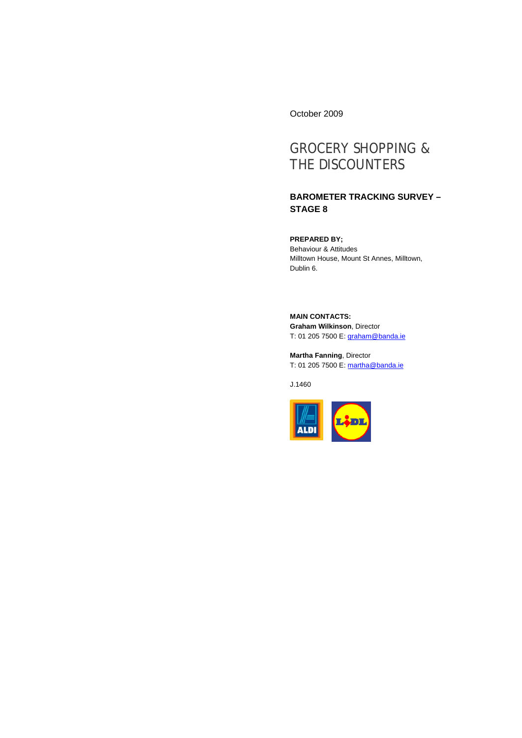October 2009

# GROCERY SHOPPING & THE DISCOUNTERS

## BAROMETER TRACKING SURVEY – STAGE 8

**PREPARED BY;**
Behaviour & Attitudes
Milltown House, Mount St Annes, Milltown,
Dublin 6.

**MAIN CONTACTS:**
**Graham Wilkinson**, Director
T: 01 205 7500 E: graham@banda.ie

**Martha Fanning**, Director
T: 01 205 7500 E: martha@banda.ie

J.1460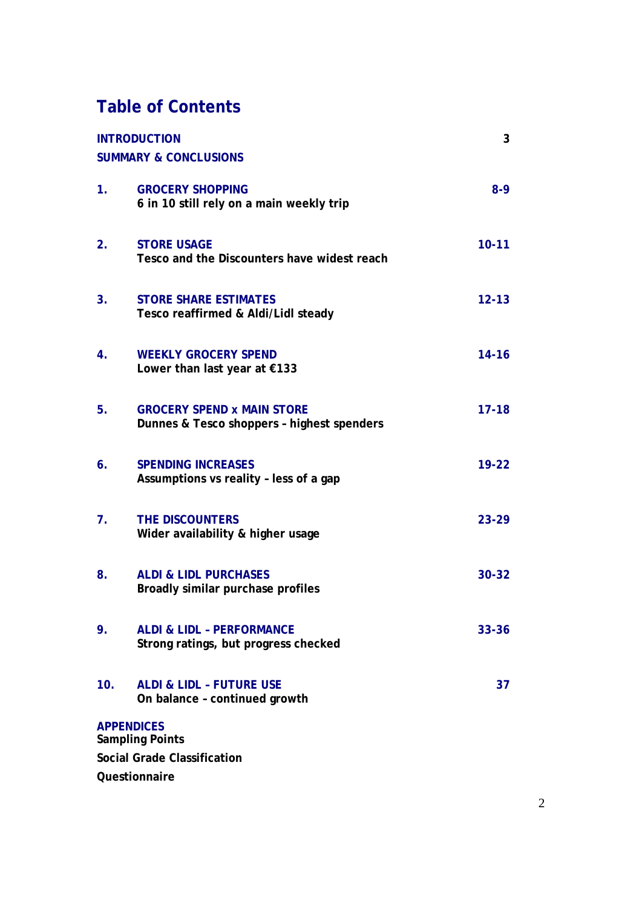# Table of Contents

| | | |
|---|---|---|
| **INTRODUCTION** | | **3** |
| **SUMMARY & CONCLUSIONS** | | |
| **1.** | **GROCERY SHOPPING**<br>**6 in 10 still rely on a main weekly trip** | **8-9** |
| **2.** | **STORE USAGE**<br>**Tesco and the Discounters have widest reach** | **10-11** |
| **3.** | **STORE SHARE ESTIMATES**<br>**Tesco reaffirmed & Aldi/Lidl steady** | **12-13** |
| **4.** | **WEEKLY GROCERY SPEND**<br>**Lower than last year at €133** | **14-16** |
| **5.** | **GROCERY SPEND x MAIN STORE**<br>**Dunnes & Tesco shoppers – highest spenders** | **17-18** |
| **6.** | **SPENDING INCREASES**<br>**Assumptions vs reality – less of a gap** | **19-22** |
| **7.** | **THE DISCOUNTERS**<br>**Wider availability & higher usage** | **23-29** |
| **8.** | **ALDI & LIDL PURCHASES**<br>**Broadly similar purchase profiles** | **30-32** |
| **9.** | **ALDI & LIDL – PERFORMANCE**<br>**Strong ratings, but progress checked** | **33-36** |
| **10.** | **ALDI & LIDL – FUTURE USE**<br>**On balance – continued growth** | **37** |

**APPENDICES**

**Sampling Points**

**Social Grade Classification**

**Questionnaire**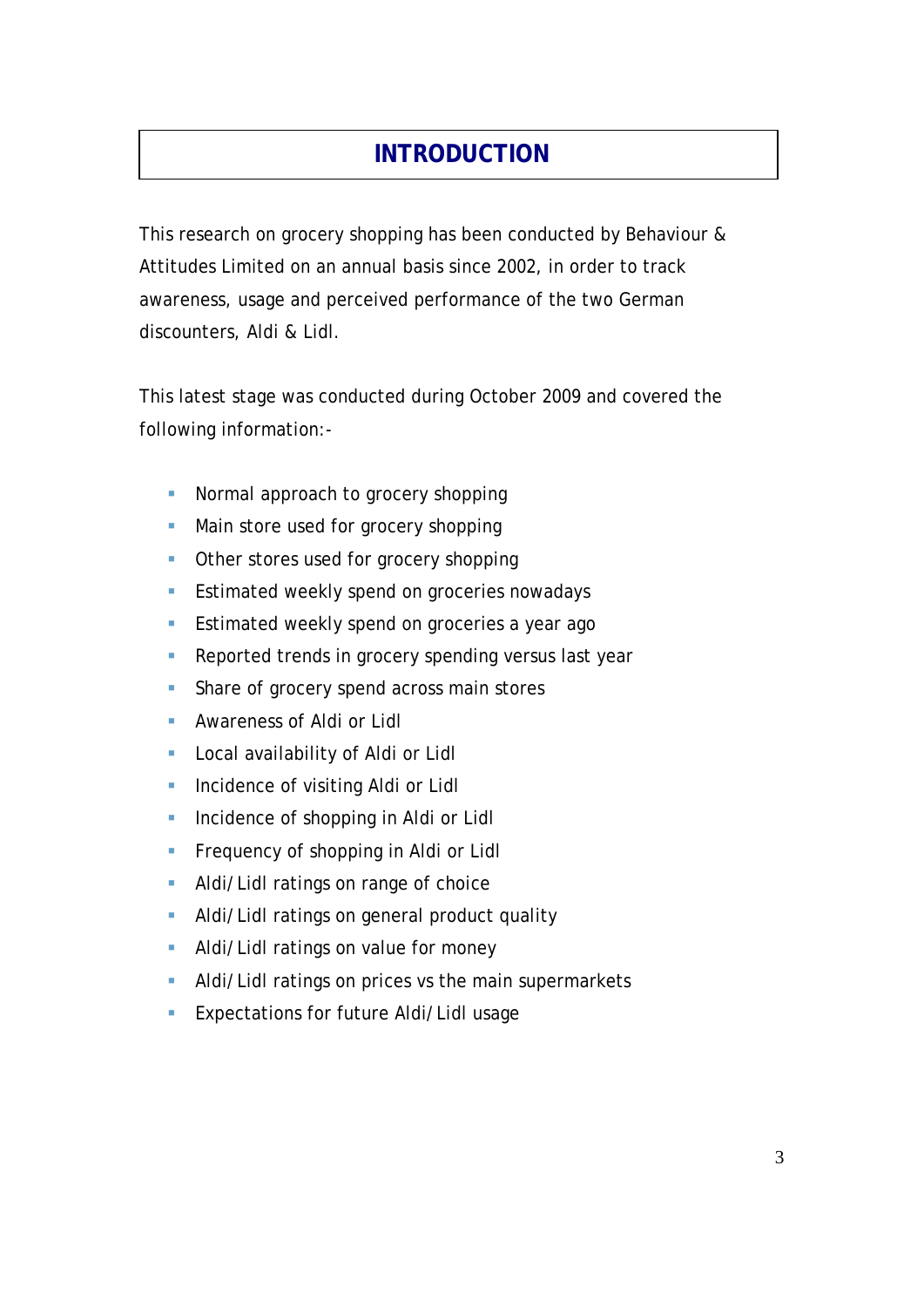# INTRODUCTION

This research on grocery shopping has been conducted by Behaviour & Attitudes Limited on an annual basis since 2002, in order to track awareness, usage and perceived performance of the two German discounters, Aldi & Lidl.

This latest stage was conducted during October 2009 and covered the following information:-

- Normal approach to grocery shopping
- Main store used for grocery shopping
- Other stores used for grocery shopping
- Estimated weekly spend on groceries nowadays
- Estimated weekly spend on groceries a year ago
- Reported trends in grocery spending versus last year
- Share of grocery spend across main stores
- Awareness of Aldi or Lidl
- Local availability of Aldi or Lidl
- Incidence of visiting Aldi or Lidl
- Incidence of shopping in Aldi or Lidl
- Frequency of shopping in Aldi or Lidl
- Aldi/Lidl ratings on range of choice
- Aldi/Lidl ratings on general product quality
- Aldi/Lidl ratings on value for money
- Aldi/Lidl ratings on prices vs the main supermarkets
- Expectations for future Aldi/Lidl usage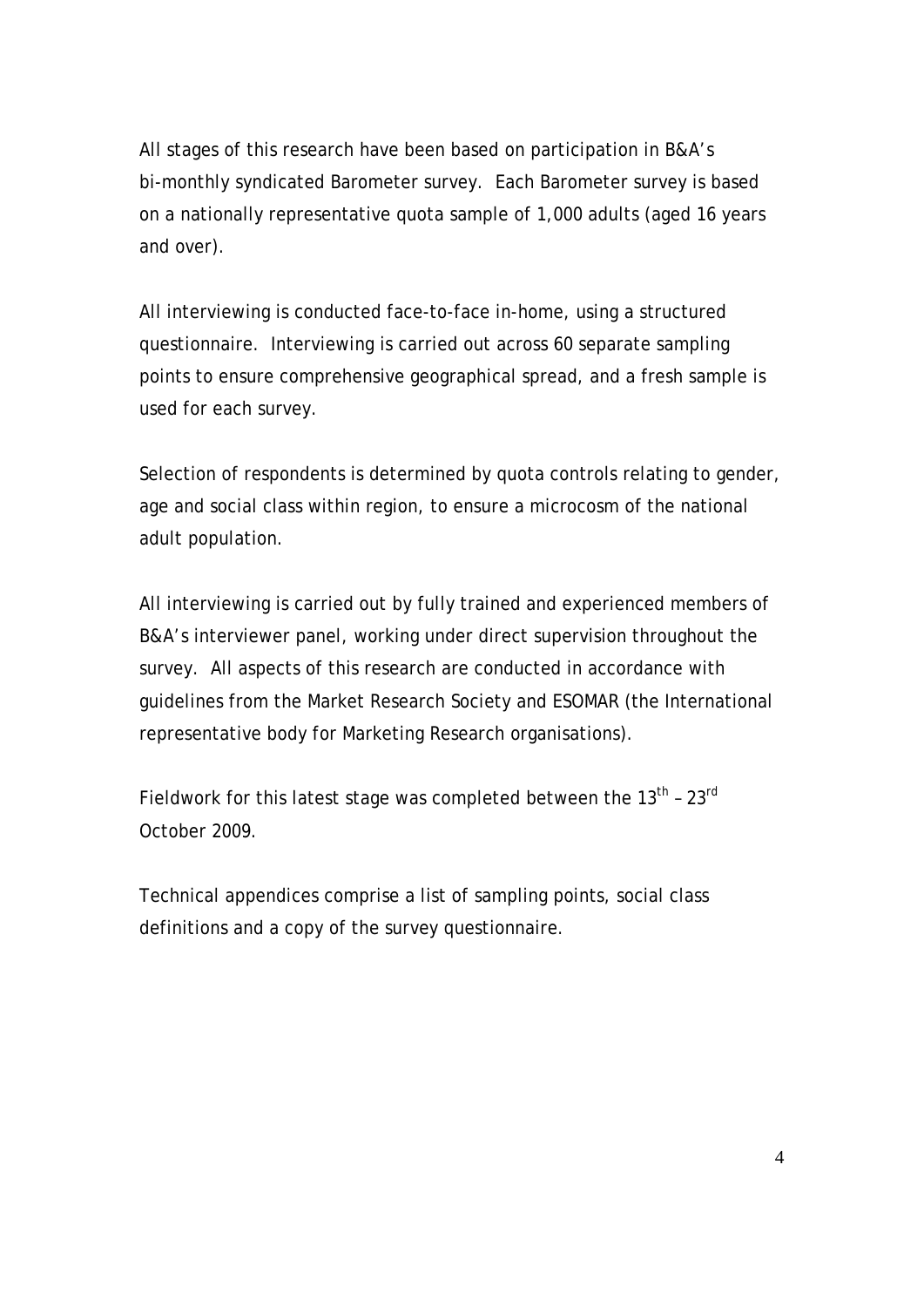All stages of this research have been based on participation in B&A's bi-monthly syndicated Barometer survey. Each Barometer survey is based on a nationally representative quota sample of 1,000 adults (aged 16 years and over).

All interviewing is conducted face-to-face in-home, using a structured questionnaire. Interviewing is carried out across 60 separate sampling points to ensure comprehensive geographical spread, and a fresh sample is used for each survey.

Selection of respondents is determined by quota controls relating to gender, age and social class within region, to ensure a microcosm of the national adult population.

All interviewing is carried out by fully trained and experienced members of B&A's interviewer panel, working under direct supervision throughout the survey. All aspects of this research are conducted in accordance with guidelines from the Market Research Society and ESOMAR (the International representative body for Marketing Research organisations).

Fieldwork for this latest stage was completed between the 13th – 23rd October 2009.

Technical appendices comprise a list of sampling points, social class definitions and a copy of the survey questionnaire.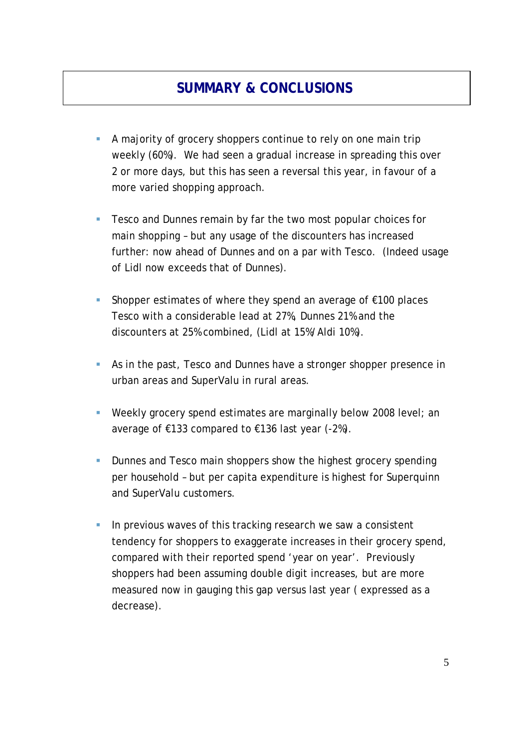# SUMMARY & CONCLUSIONS

- A majority of grocery shoppers continue to rely on one main trip weekly (60%). We had seen a gradual increase in spreading this over 2 or more days, but this has seen a reversal this year, in favour of a more varied shopping approach.

- Tesco and Dunnes remain by far the two most popular choices for main shopping – but any usage of the discounters has increased further: now ahead of Dunnes and on a par with Tesco. (Indeed usage of Lidl now exceeds that of Dunnes).

- Shopper estimates of where they spend an average of €100 places Tesco with a considerable lead at 27%, Dunnes 21% and the discounters at 25% combined, (Lidl at 15%/Aldi 10%).

- As in the past, Tesco and Dunnes have a stronger shopper presence in urban areas and SuperValu in rural areas.

- Weekly grocery spend estimates are marginally below 2008 level; an average of €133 compared to €136 last year (-2%).

- Dunnes and Tesco main shoppers show the highest grocery spending per household – but per capita expenditure is highest for Superquinn and SuperValu customers.

- In previous waves of this tracking research we saw a consistent tendency for shoppers to exaggerate increases in their grocery spend, compared with their reported spend 'year on year'. Previously shoppers had been assuming double digit increases, but are more measured now in gauging this gap versus last year ( expressed as a decrease).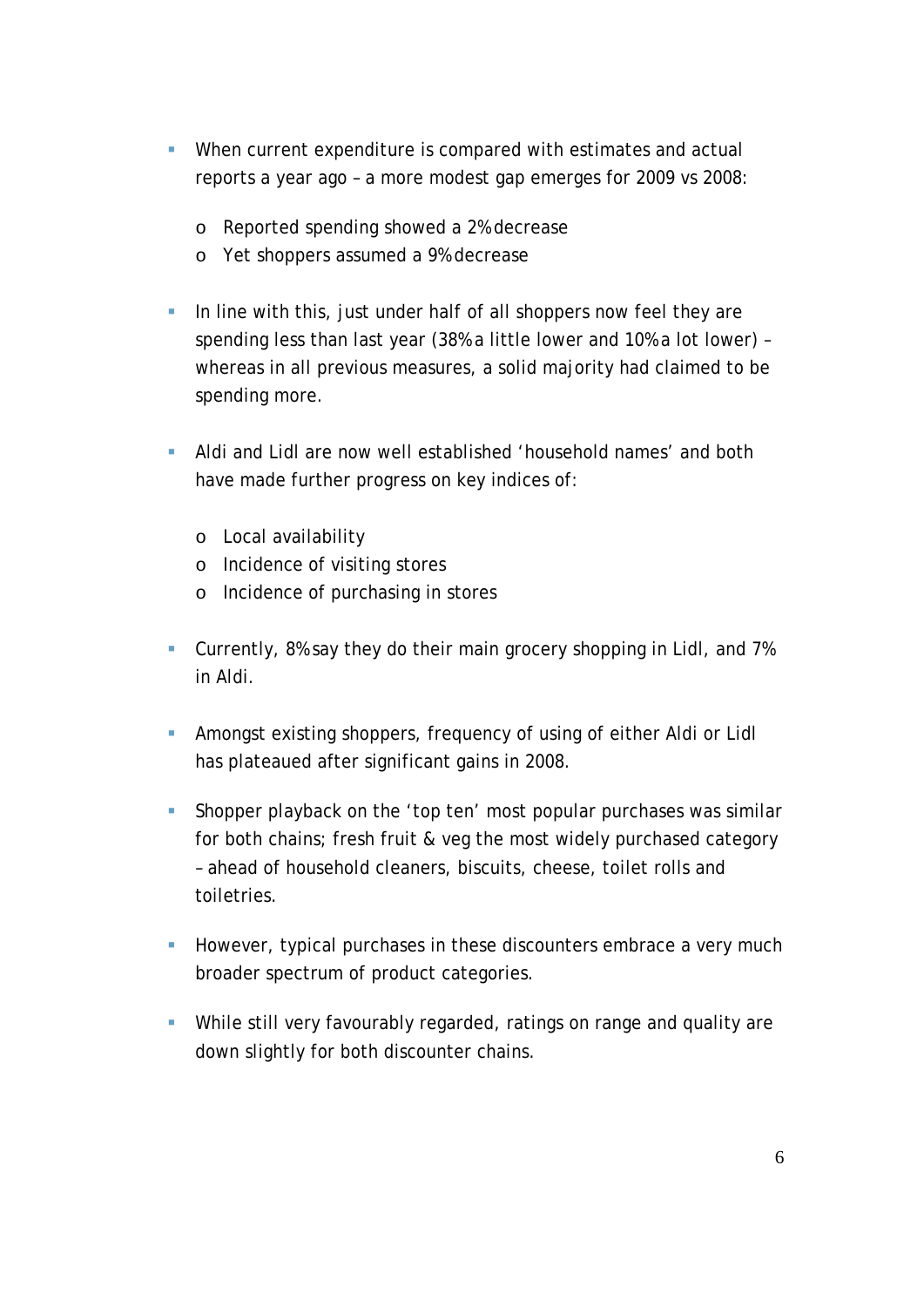- When current expenditure is compared with estimates and actual reports a year ago – a more modest gap emerges for 2009 vs 2008:
  - Reported spending showed a 2% decrease
  - Yet shoppers assumed a 9% decrease

- In line with this, just under half of all shoppers now feel they are spending less than last year (38% a little lower and 10% a lot lower) – whereas in all previous measures, a solid majority had claimed to be spending more.

- Aldi and Lidl are now well established 'household names' and both have made further progress on key indices of:
  - Local availability
  - Incidence of visiting stores
  - Incidence of purchasing in stores

- Currently, 8% say they do their main grocery shopping in Lidl, and 7% in Aldi.

- Amongst existing shoppers, frequency of using of either Aldi or Lidl has plateaued after significant gains in 2008.

- Shopper playback on the 'top ten' most popular purchases was similar for both chains; fresh fruit & veg the most widely purchased category – ahead of household cleaners, biscuits, cheese, toilet rolls and toiletries.

- However, typical purchases in these discounters embrace a very much broader spectrum of product categories.

- While still very favourably regarded, ratings on range and quality are down slightly for both discounter chains.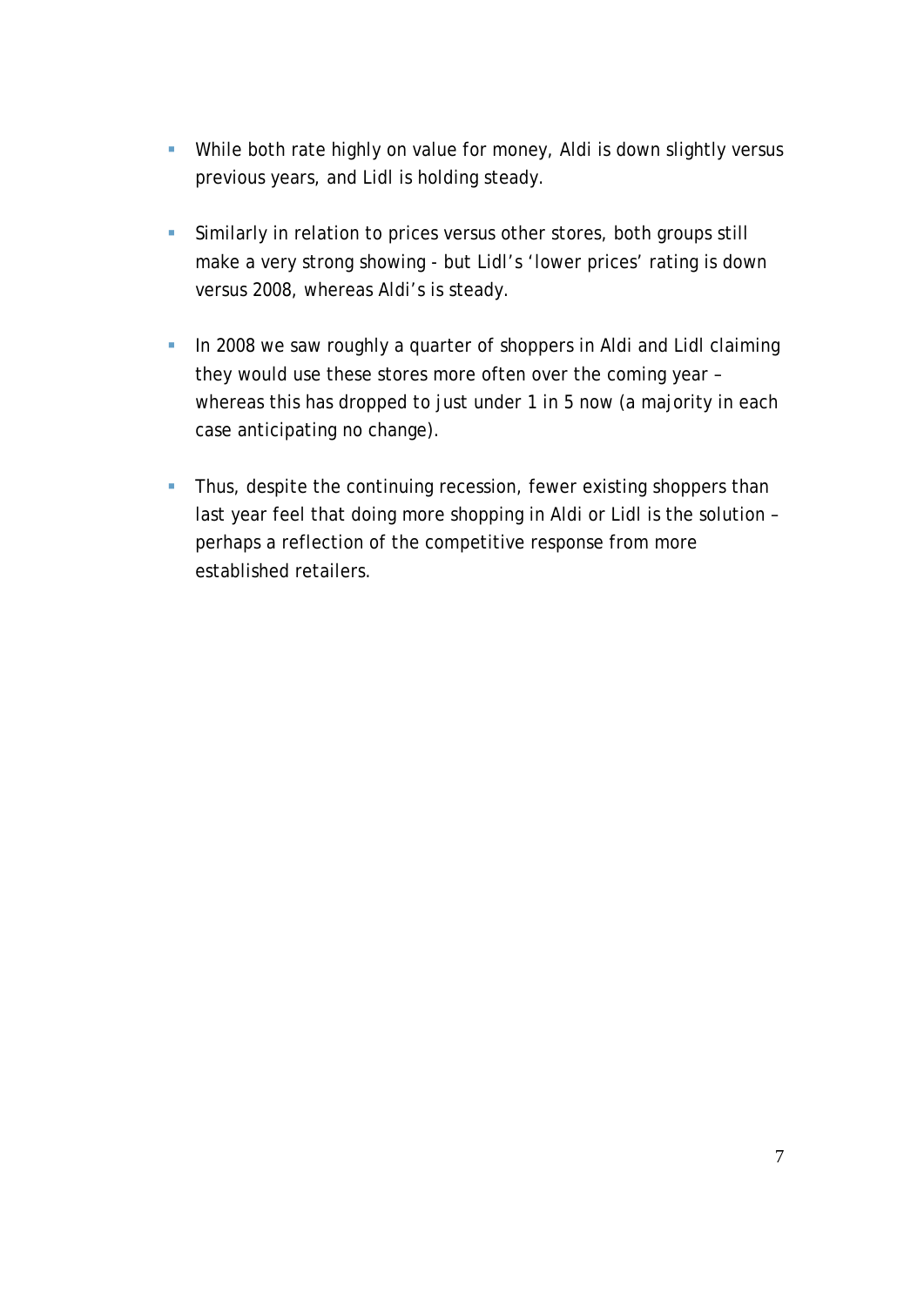- While both rate highly on value for money, Aldi is down slightly versus previous years, and Lidl is holding steady.

- Similarly in relation to prices versus other stores, both groups still make a very strong showing - but Lidl's 'lower prices' rating is down versus 2008, whereas Aldi's is steady.

- In 2008 we saw roughly a quarter of shoppers in Aldi and Lidl claiming they would use these stores more often over the coming year – whereas this has dropped to just under 1 in 5 now (a majority in each case anticipating no change).

- Thus, despite the continuing recession, fewer existing shoppers than last year feel that doing more shopping in Aldi or Lidl is the solution – perhaps a reflection of the competitive response from more established retailers.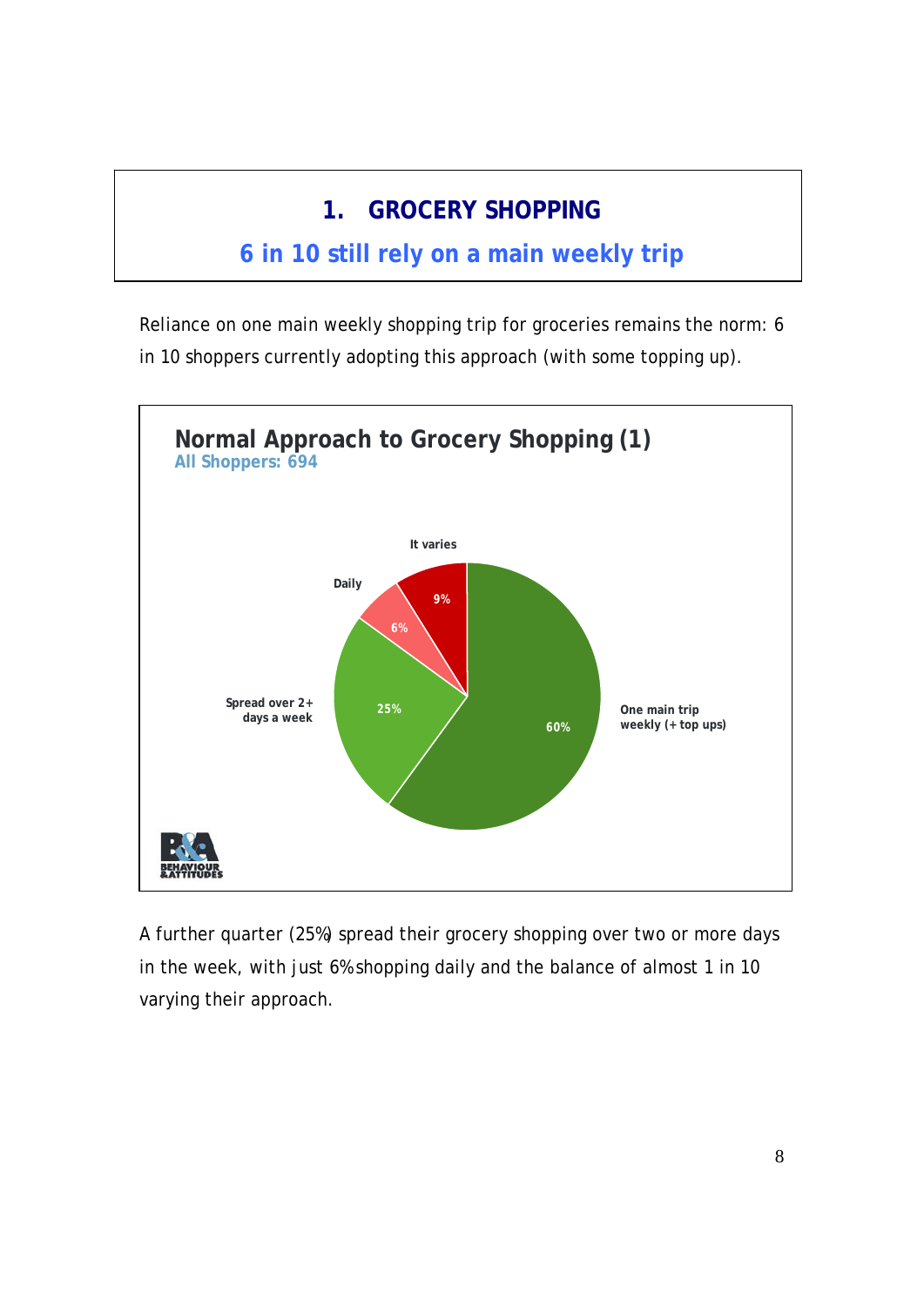# 1. GROCERY SHOPPING

## 6 in 10 still rely on a main weekly trip

Reliance on one main weekly shopping trip for groceries remains the norm: 6 in 10 shoppers currently adopting this approach (with some topping up).

**Normal Approach to Grocery Shopping (1)**
All Shoppers: 694

| Approach | % |
|---|---|
| One main trip weekly (+ top ups) | 60% |
| Spread over 2+ days a week | 25% |
| Daily | 6% |
| It varies | 9% |

A further quarter (25%) spread their grocery shopping over two or more days in the week, with just 6% shopping daily and the balance of almost 1 in 10 varying their approach.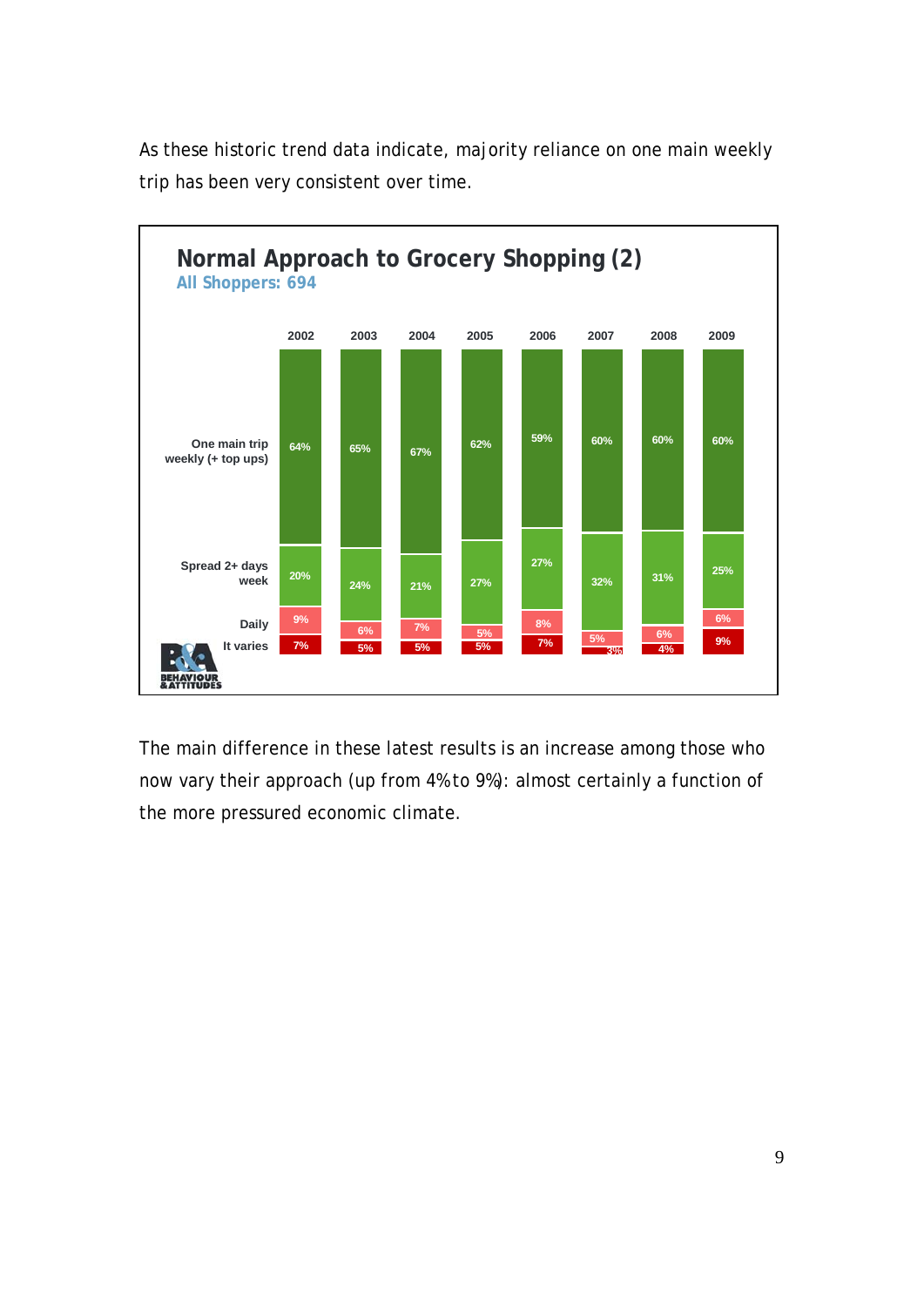As these historic trend data indicate, majority reliance on one main weekly trip has been very consistent over time.

**Normal Approach to Grocery Shopping (2)**

All Shoppers: 694

| | 2002 | 2003 | 2004 | 2005 | 2006 | 2007 | 2008 | 2009 |
|---|---|---|---|---|---|---|---|---|
| One main trip weekly (+ top ups) | 64% | 65% | 67% | 62% | 59% | 60% | 60% | 60% |
| Spread 2+ days week | 20% | 24% | 21% | 27% | 27% | 32% | 31% | 25% |
| Daily | 9% | 6% | 7% | 5% | 8% | 5% | 6% | 6% |
| It varies | 7% | 5% | 5% | 5% | 7% | 3% | 4% | 9% |

The main difference in these latest results is an increase among those who now vary their approach (up from 4% to 9%): almost certainly a function of the more pressured economic climate.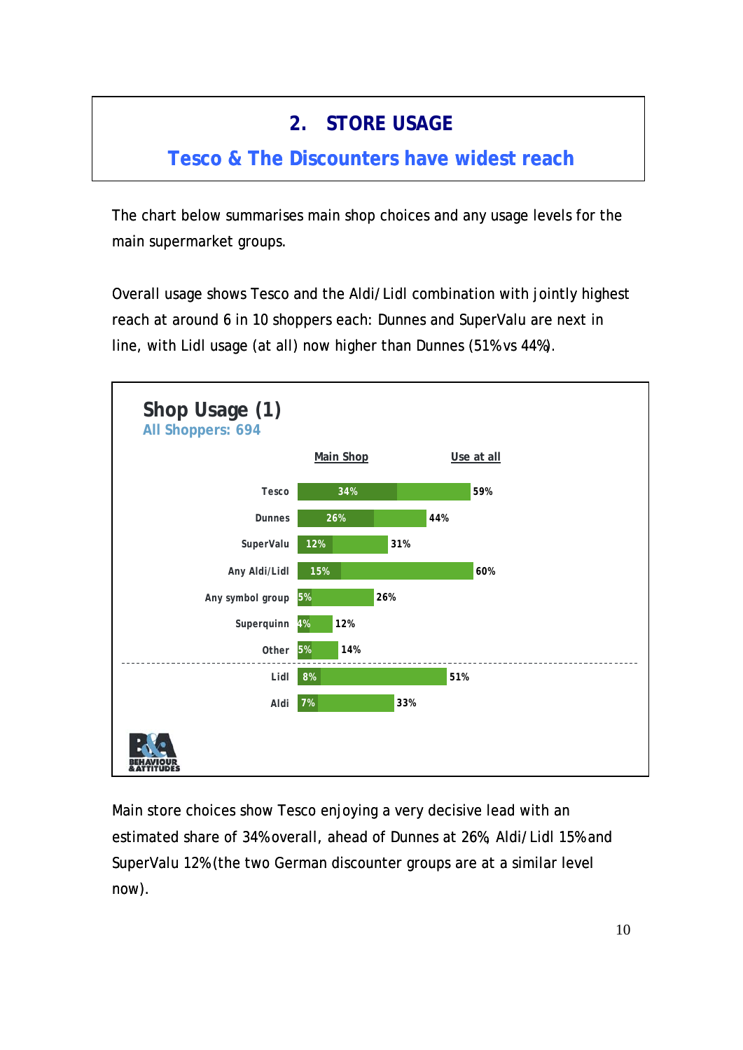# 2. STORE USAGE

## Tesco & The Discounters have widest reach

The chart below summarises main shop choices and any usage levels for the main supermarket groups.

Overall usage shows Tesco and the Aldi/Lidl combination with jointly highest reach at around 6 in 10 shoppers each: Dunnes and SuperValu are next in line, with Lidl usage (at all) now higher than Dunnes (51% vs 44%).

**Shop Usage (1)**
All Shoppers: 694

| | Main Shop | Use at all |
|---|---|---|
| Tesco | 34% | 59% |
| Dunnes | 26% | 44% |
| SuperValu | 12% | 31% |
| Any Aldi/Lidl | 15% | 60% |
| Any symbol group | 5% | 26% |
| Superquinn | 4% | 12% |
| Other | 5% | 14% |
| Lidl | 8% | 51% |
| Aldi | 7% | 33% |

Main store choices show Tesco enjoying a very decisive lead with an estimated share of 34% overall, ahead of Dunnes at 26%, Aldi/Lidl 15% and SuperValu 12% (the two German discounter groups are at a similar level now).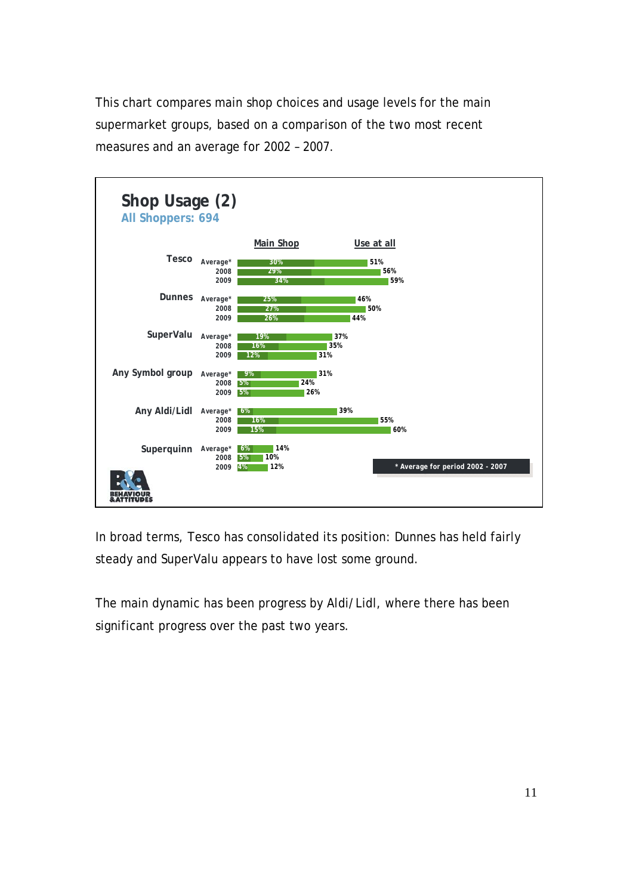This chart compares main shop choices and usage levels for the main supermarket groups, based on a comparison of the two most recent measures and an average for 2002 – 2007.

**Shop Usage (2)**

All Shoppers: 694

| | | Main Shop | Use at all |
|---|---|---|---|
| Tesco | Average* | 30% | 51% |
| | 2008 | 29% | 56% |
| | 2009 | 34% | 59% |
| Dunnes | Average* | 25% | 46% |
| | 2008 | 27% | 50% |
| | 2009 | 26% | 44% |
| SuperValu | Average* | 19% | 37% |
| | 2008 | 16% | 35% |
| | 2009 | 12% | 31% |
| Any Symbol group | Average* | 9% | 31% |
| | 2008 | 5% | 24% |
| | 2009 | 5% | 26% |
| Any Aldi/Lidl | Average* | 6% | 39% |
| | 2008 | 16% | 55% |
| | 2009 | 15% | 60% |
| Superquinn | Average* | 6% | 14% |
| | 2008 | 5% | 10% |
| | 2009 | 4% | 12% |

\* Average for period 2002 - 2007

In broad terms, Tesco has consolidated its position: Dunnes has held fairly steady and SuperValu appears to have lost some ground.

The main dynamic has been progress by Aldi/Lidl, where there has been significant progress over the past two years.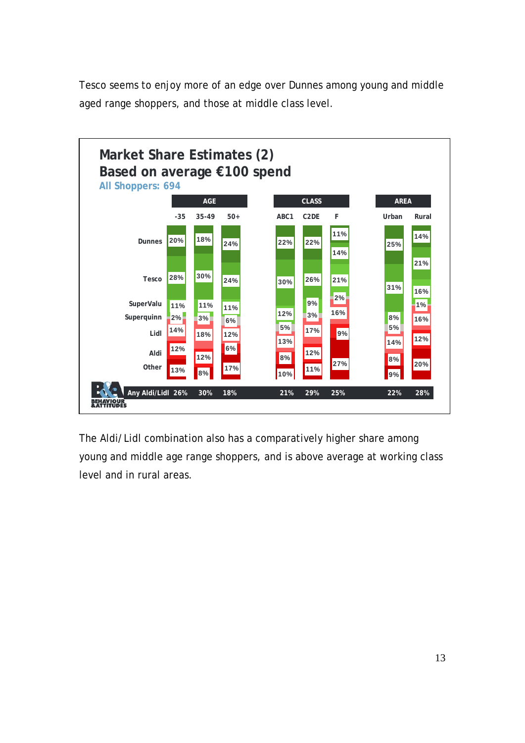Tesco seems to enjoy more of an edge over Dunnes among young and middle aged range shoppers, and those at middle class level.

**Market Share Estimates (2)**
**Based on average €100 spend**
All Shoppers: 694

| | AGE | | | CLASS | | | AREA | |
|---|---|---|---|---|---|---|---|---|
| | -35 | 35-49 | 50+ | ABC1 | C2DE | F | Urban | Rural |
| Dunnes | 20% | 18% | 24% | 22% | 22% | 11% | 25% | 14% |
| Tesco | 28% | 30% | 24% | 30% | 26% | 14% | 31% | 21% |
| SuperValu | 11% | 11% | 11% | 12% | 9% | 21% | 8% | 16% |
| Superquinn | 2% | 3% | 6% | 5% | 3% | 2% | 5% | 1% |
| Lidl | 14% | 18% | 12% | 13% | 17% | 16% | 14% | 16% |
| Aldi | 12% | 12% | 6% | 8% | 12% | 9% | 8% | 12% |
| Other | 13% | 8% | 17% | 10% | 11% | 27% | 9% | 20% |
| Any Aldi/Lidl | 26% | 30% | 18% | 21% | 29% | 25% | 22% | 28% |

The Aldi/Lidl combination also has a comparatively higher share among young and middle age range shoppers, and is above average at working class level and in rural areas.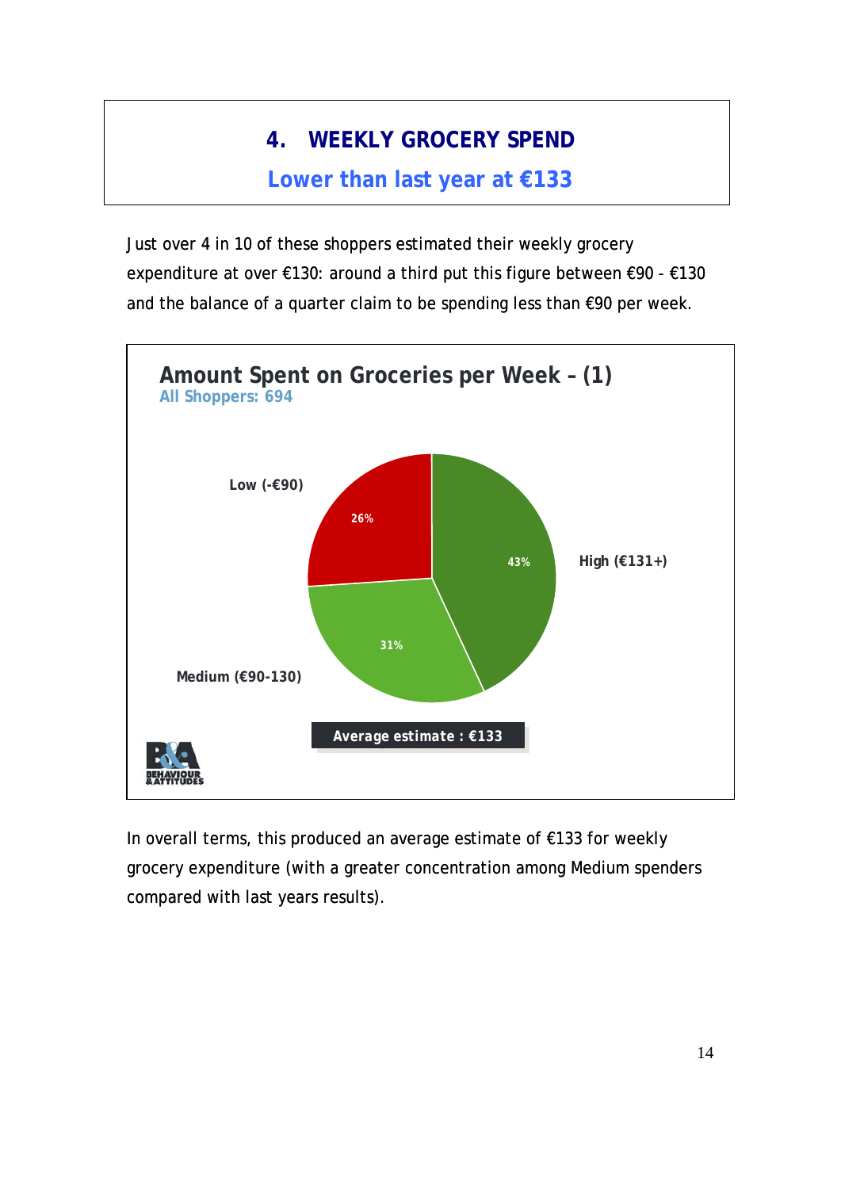# 4. WEEKLY GROCERY SPEND

## Lower than last year at €133

Just over 4 in 10 of these shoppers estimated their weekly grocery expenditure at over €130: around a third put this figure between €90 - €130 and the balance of a quarter claim to be spending less than €90 per week.

**Amount Spent on Groceries per Week – (1)**

All Shoppers: 694

| Spend | % |
|---|---|
| Low (-€90) | 26% |
| Medium (€90-130) | 31% |
| High (€131+) | 43% |

Average estimate : €133

In overall terms, this produced an average estimate of €133 for weekly grocery expenditure (with a greater concentration among Medium spenders compared with last years results).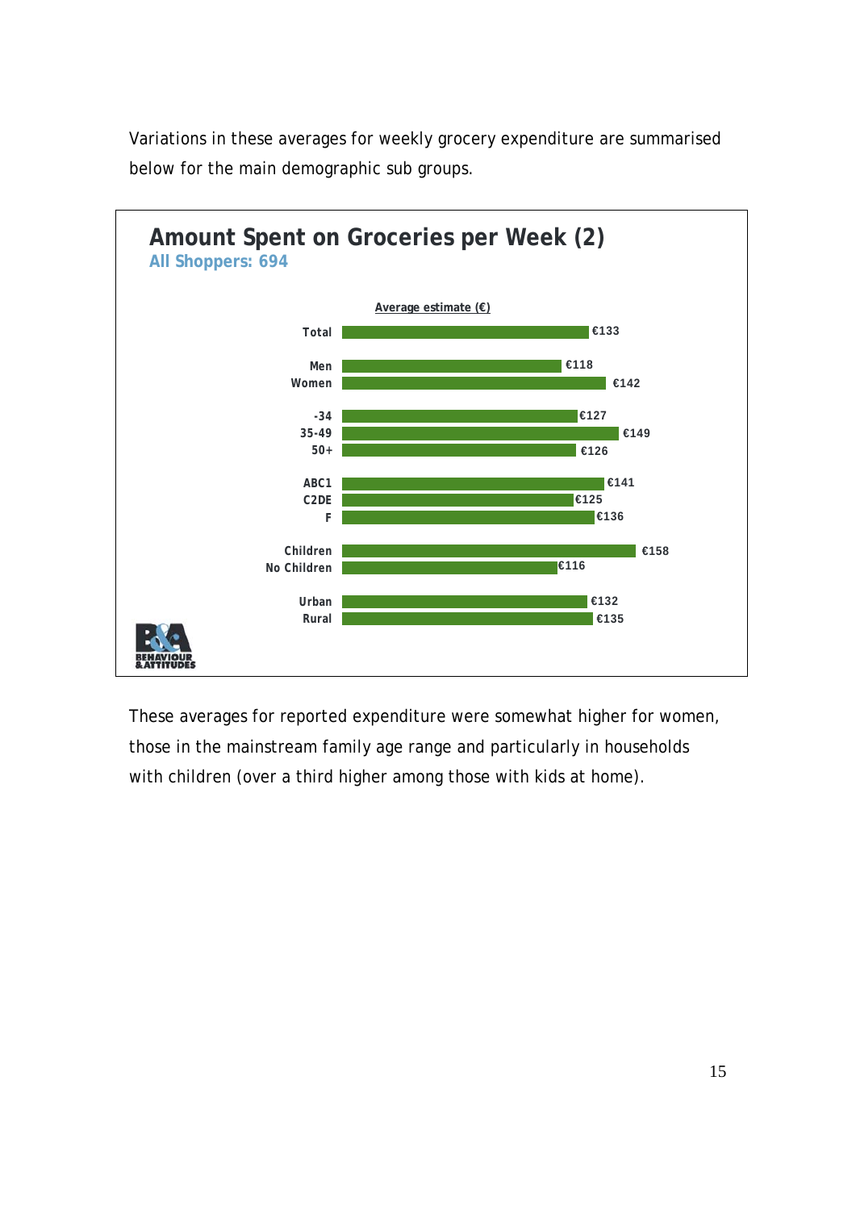Variations in these averages for weekly grocery expenditure are summarised below for the main demographic sub groups.

**Amount Spent on Groceries per Week (2)**

All Shoppers: 694

| | Average estimate (€) |
|---|---|
| Total | €133 |
| Men | €118 |
| Women | €142 |
| -34 | €127 |
| 35-49 | €149 |
| 50+ | €126 |
| ABC1 | €141 |
| C2DE | €125 |
| F | €136 |
| Children | €158 |
| No Children | €116 |
| Urban | €132 |
| Rural | €135 |

These averages for reported expenditure were somewhat higher for women, those in the mainstream family age range and particularly in households with children (over a third higher among those with kids at home).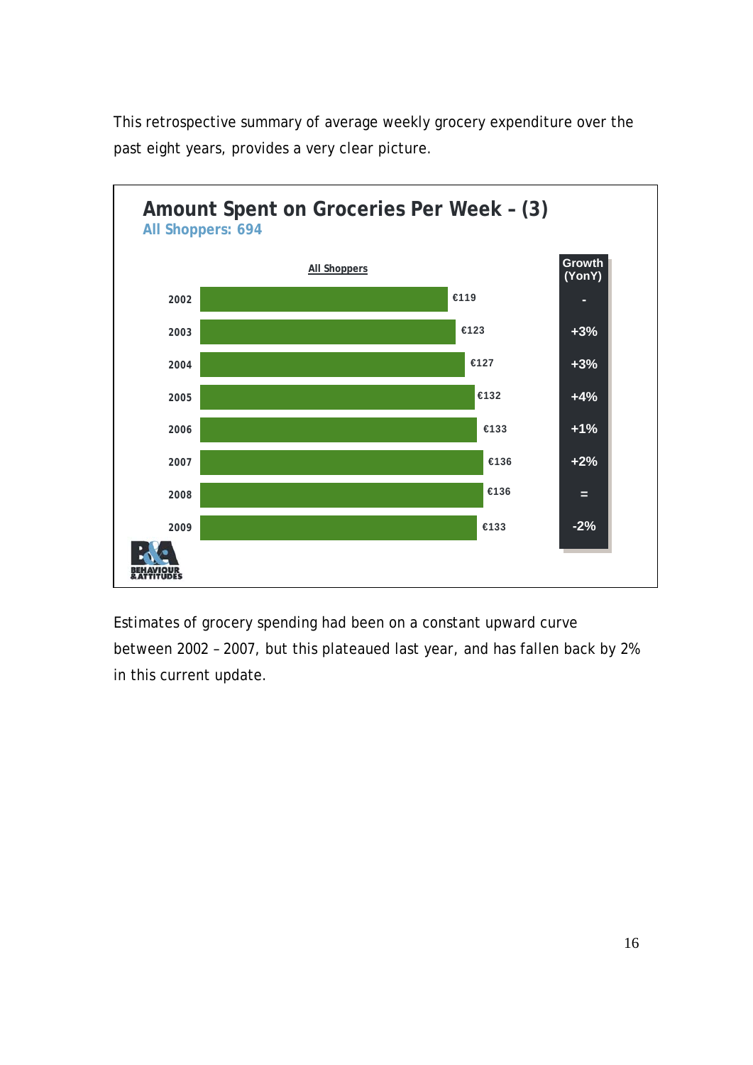This retrospective summary of average weekly grocery expenditure over the past eight years, provides a very clear picture.

**Amount Spent on Groceries Per Week – (3)**

All Shoppers: 694

| Year | All Shoppers | Growth (YonY) |
|---|---|---|
| 2002 | €119 | - |
| 2003 | €123 | +3% |
| 2004 | €127 | +3% |
| 2005 | €132 | +4% |
| 2006 | €133 | +1% |
| 2007 | €136 | +2% |
| 2008 | €136 | = |
| 2009 | €133 | -2% |

Estimates of grocery spending had been on a constant upward curve between 2002 – 2007, but this plateaued last year, and has fallen back by 2% in this current update.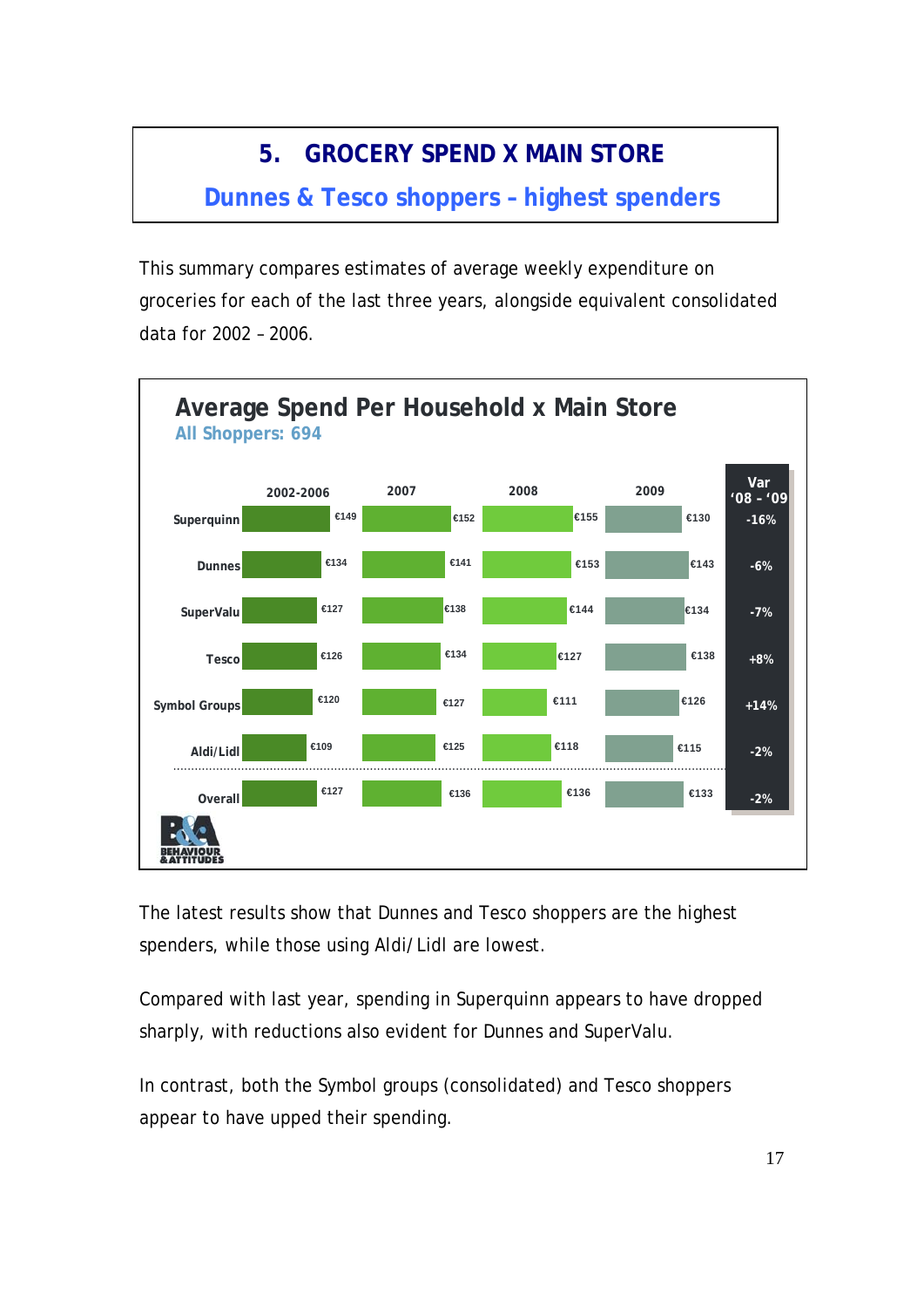# 5. GROCERY SPEND X MAIN STORE

## Dunnes & Tesco shoppers – highest spenders

This summary compares estimates of average weekly expenditure on groceries for each of the last three years, alongside equivalent consolidated data for 2002 – 2006.

**Average Spend Per Household x Main Store**

All Shoppers: 694

| | 2002-2006 | 2007 | 2008 | 2009 | Var '08 - '09 |
|---|---|---|---|---|---|
| Superquinn | €149 | €152 | €155 | €130 | -16% |
| Dunnes | €134 | €141 | €153 | €143 | -6% |
| SuperValu | €127 | €138 | €144 | €134 | -7% |
| Tesco | €126 | €134 | €127 | €138 | +8% |
| Symbol Groups | €120 | €127 | €111 | €126 | +14% |
| Aldi/Lidl | €109 | €125 | €118 | €115 | -2% |
| Overall | €127 | €136 | €136 | €133 | -2% |

The latest results show that Dunnes and Tesco shoppers are the highest spenders, while those using Aldi/Lidl are lowest.

Compared with last year, spending in Superquinn appears to have dropped sharply, with reductions also evident for Dunnes and SuperValu.

In contrast, both the Symbol groups (consolidated) and Tesco shoppers appear to have upped their spending.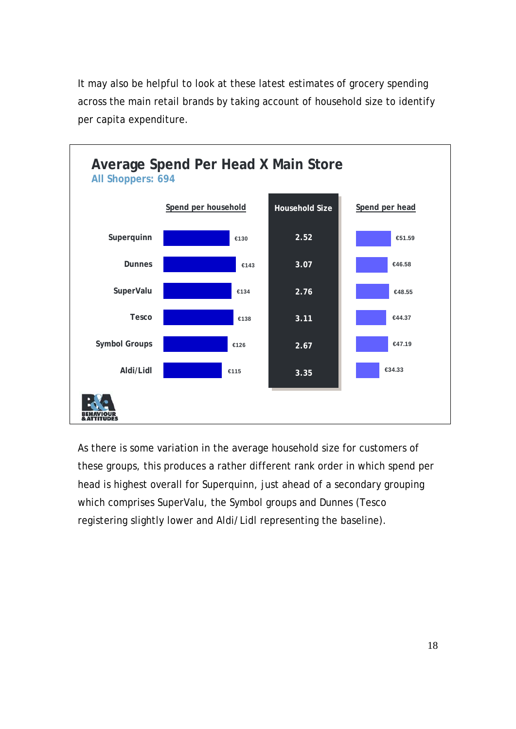It may also be helpful to look at these latest estimates of grocery spending across the main retail brands by taking account of household size to identify per capita expenditure.

**Average Spend Per Head X Main Store**

All Shoppers: 694

| | Spend per household | Household Size | Spend per head |
|---|---|---|---|
| Superquinn | €130 | 2.52 | €51.59 |
| Dunnes | €143 | 3.07 | €46.58 |
| SuperValu | €134 | 2.76 | €48.55 |
| Tesco | €138 | 3.11 | €44.37 |
| Symbol Groups | €126 | 2.67 | €47.19 |
| Aldi/Lidl | €115 | 3.35 | €34.33 |

As there is some variation in the average household size for customers of these groups, this produces a rather different rank order in which spend per head is highest overall for Superquinn, just ahead of a secondary grouping which comprises SuperValu, the Symbol groups and Dunnes (Tesco registering slightly lower and Aldi/Lidl representing the baseline).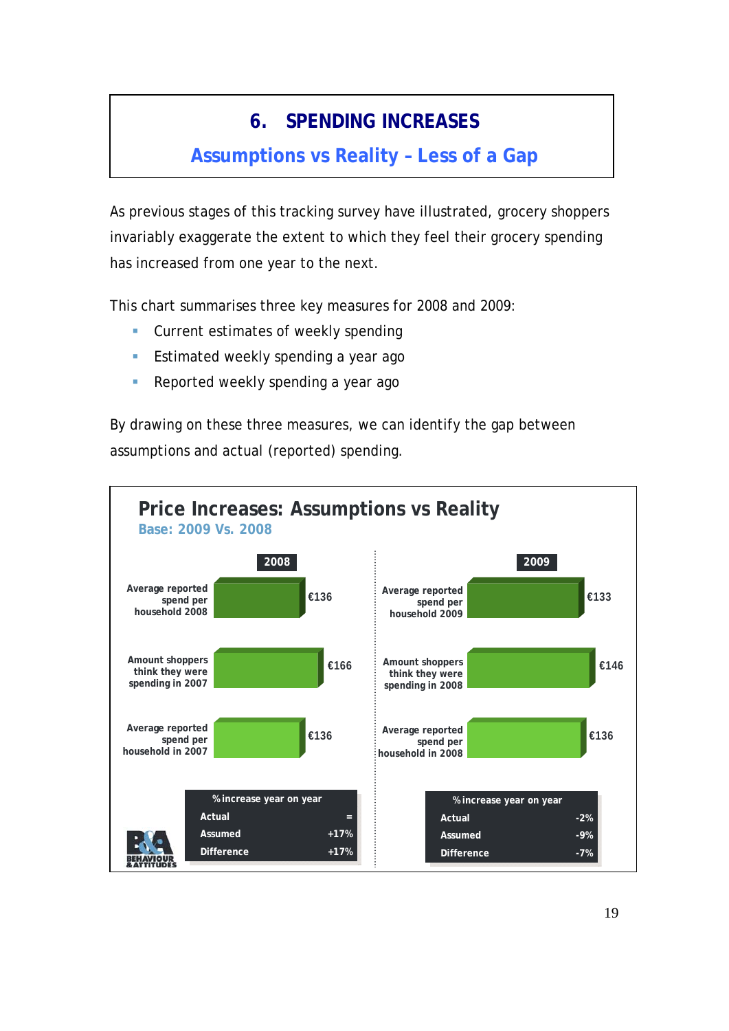# 6. SPENDING INCREASES

## Assumptions vs Reality – Less of a Gap

As previous stages of this tracking survey have illustrated, grocery shoppers invariably exaggerate the extent to which they feel their grocery spending has increased from one year to the next.

This chart summarises three key measures for 2008 and 2009:

- Current estimates of weekly spending
- Estimated weekly spending a year ago
- Reported weekly spending a year ago

By drawing on these three measures, we can identify the gap between assumptions and actual (reported) spending.

**Price Increases: Assumptions vs Reality**

Base: 2009 Vs. 2008

| 2008 | | 2009 | |
|---|---|---|---|
| Average reported spend per household 2008 | €136 | Average reported spend per household 2009 | €133 |
| Amount shoppers think they were spending in 2007 | €166 | Amount shoppers think they were spending in 2008 | €146 |
| Average reported spend per household in 2007 | €136 | Average reported spend per household in 2008 | €136 |

| % increase year on year | 2008 | 2009 |
|---|---|---|
| Actual | = | -2% |
| Assumed | +17% | -9% |
| Difference | +17% | -7% |

BEHAVIOUR & ATTITUDES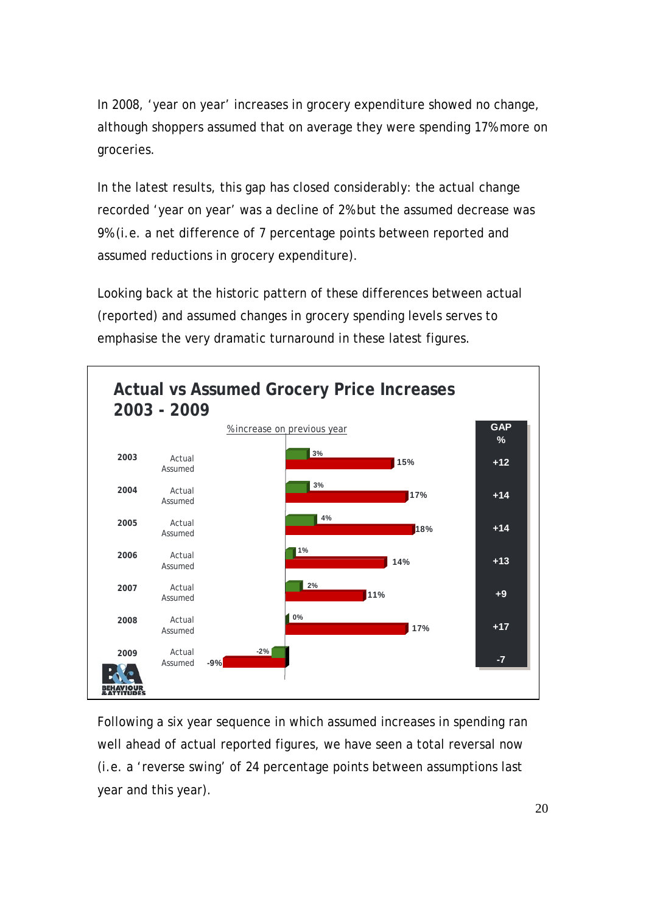In 2008, 'year on year' increases in grocery expenditure showed no change, although shoppers assumed that on average they were spending 17% more on groceries.

In the latest results, this gap has closed considerably: the actual change recorded 'year on year' was a decline of 2% but the assumed decrease was 9% (i.e. a net difference of 7 percentage points between reported and assumed reductions in grocery expenditure).

Looking back at the historic pattern of these differences between actual (reported) and assumed changes in grocery spending levels serves to emphasise the very dramatic turnaround in these latest figures.

**Actual vs Assumed Grocery Price Increases 2003 - 2009**

% increase on previous year

| Year | Actual | Assumed | GAP % |
|---|---|---|---|
| 2003 | 3% | 15% | +12 |
| 2004 | 3% | 17% | +14 |
| 2005 | 4% | 18% | +14 |
| 2006 | 1% | 14% | +13 |
| 2007 | 2% | 11% | +9 |
| 2008 | 0% | 17% | +17 |
| 2009 | -2% | -9% | -7 |

Following a six year sequence in which assumed increases in spending ran well ahead of actual reported figures, we have seen a total reversal now (i.e. a 'reverse swing' of 24 percentage points between assumptions last year and this year).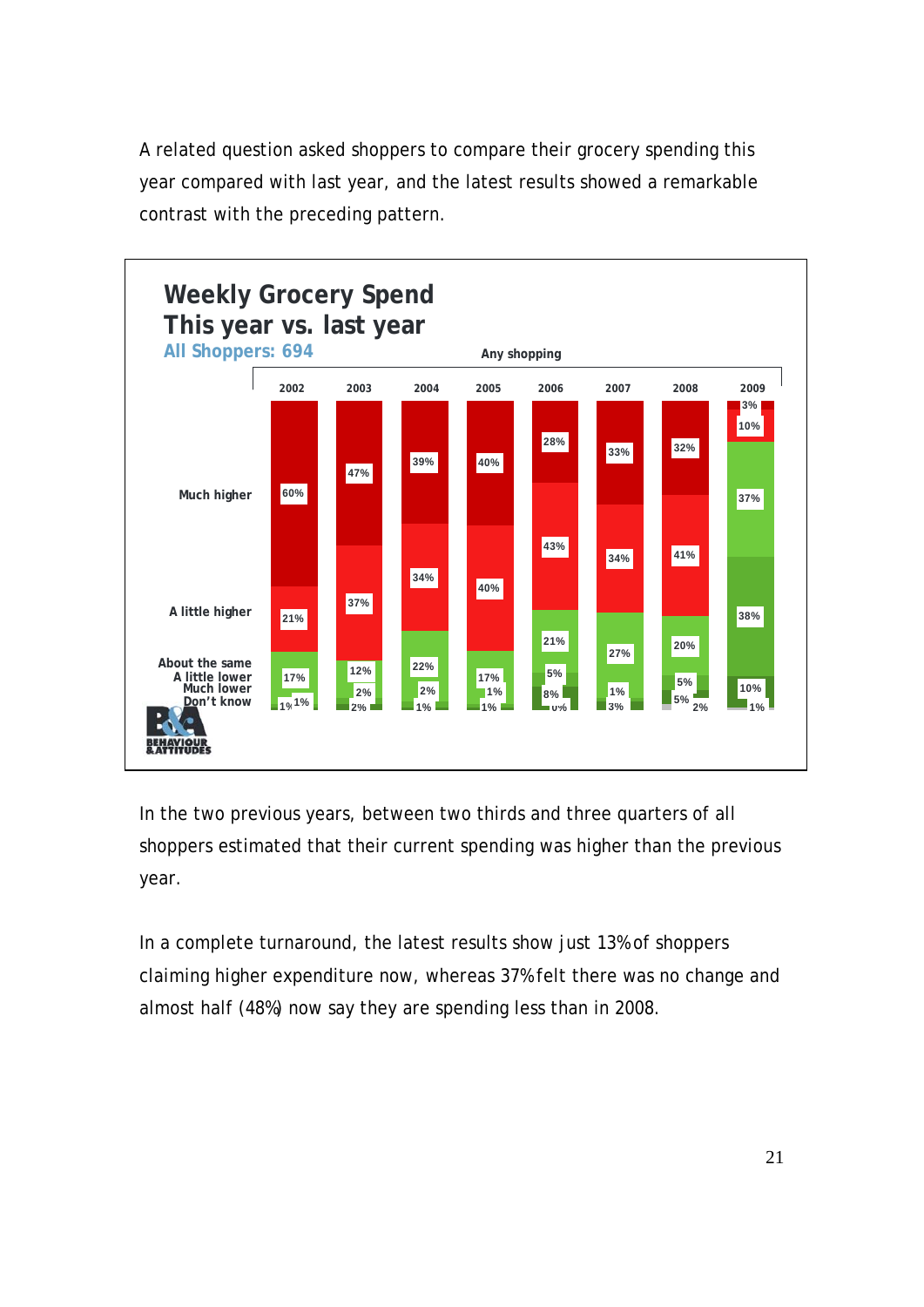A related question asked shoppers to compare their grocery spending this year compared with last year, and the latest results showed a remarkable contrast with the preceding pattern.

**Weekly Grocery Spend**
**This year vs. last year**
All Shoppers: 694

Any shopping

| | 2002 | 2003 | 2004 | 2005 | 2006 | 2007 | 2008 | 2009 |
|---|---|---|---|---|---|---|---|---|
| Much higher | 60% | 47% | 39% | 40% | 28% | 33% | 32% | 3% |
| A little higher | 21% | 37% | 34% | 40% | 43% | 34% | 41% | 10% |
| About the same | 17% | 12% | 22% | 17% | 21% | 27% | 20% | 37% |
| A little lower | 1% | 2% | 2% | 1% | 5% | 1% | 5% | 38% |
| Much lower | 1% | 2% | 1% | 1% | 8% | 3% | 5% | 10% |
| Don't know | | | | | 0% | | 2% | 1% |

In the two previous years, between two thirds and three quarters of all shoppers estimated that their current spending was higher than the previous year.

In a complete turnaround, the latest results show just 13% of shoppers claiming higher expenditure now, whereas 37% felt there was no change and almost half (48%) now say they are spending less than in 2008.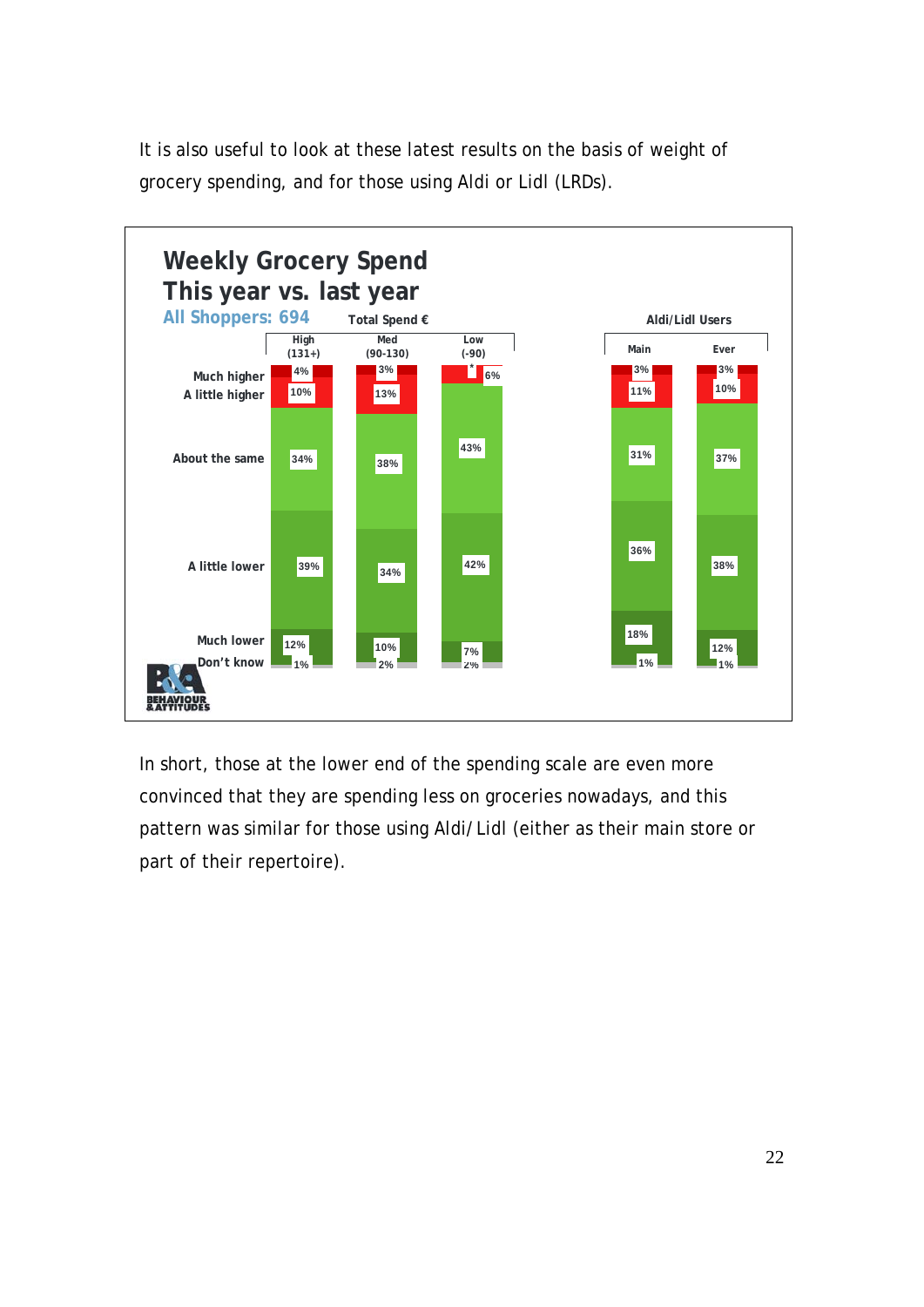It is also useful to look at these latest results on the basis of weight of grocery spending, and for those using Aldi or Lidl (LRDs).

**Weekly Grocery Spend**
**This year vs. last year**

All Shoppers: 694

| | Total Spend € | | | Aldi/Lidl Users | |
|---|---|---|---|---|---|
| | High (131+) | Med (90-130) | Low (-90) | Main | Ever |
| Much higher | 4% | 3% | * | 3% | 3% |
| A little higher | 10% | 13% | 6% | 11% | 10% |
| About the same | 34% | 38% | 43% | 31% | 37% |
| A little lower | 39% | 34% | 42% | 36% | 38% |
| Much lower | 12% | 10% | 7% | 18% | 12% |
| Don't know | 1% | 2% | 2% | 1% | 1% |

In short, those at the lower end of the spending scale are even more convinced that they are spending less on groceries nowadays, and this pattern was similar for those using Aldi/Lidl (either as their main store or part of their repertoire).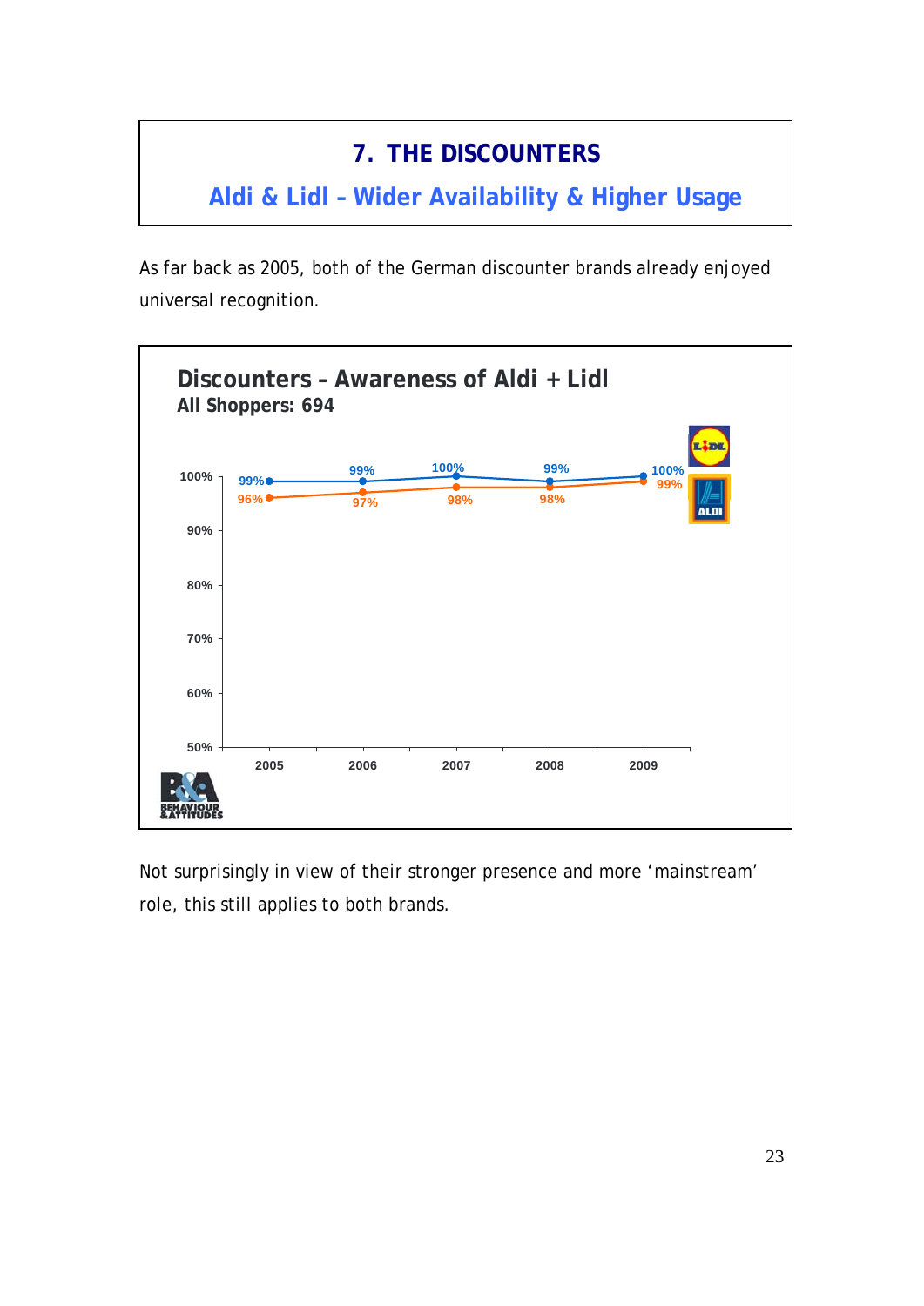# 7. THE DISCOUNTERS

## Aldi & Lidl – Wider Availability & Higher Usage

As far back as 2005, both of the German discounter brands already enjoyed universal recognition.

**Discounters – Awareness of Aldi + Lidl**
**All Shoppers: 694**

| | 2005 | 2006 | 2007 | 2008 | 2009 |
|---|---|---|---|---|---|
| Lidl | 96% | 97% | 98% | 98% | 99% |
| Aldi | 99% | 99% | 100% | 99% | 100% |

Not surprisingly in view of their stronger presence and more 'mainstream' role, this still applies to both brands.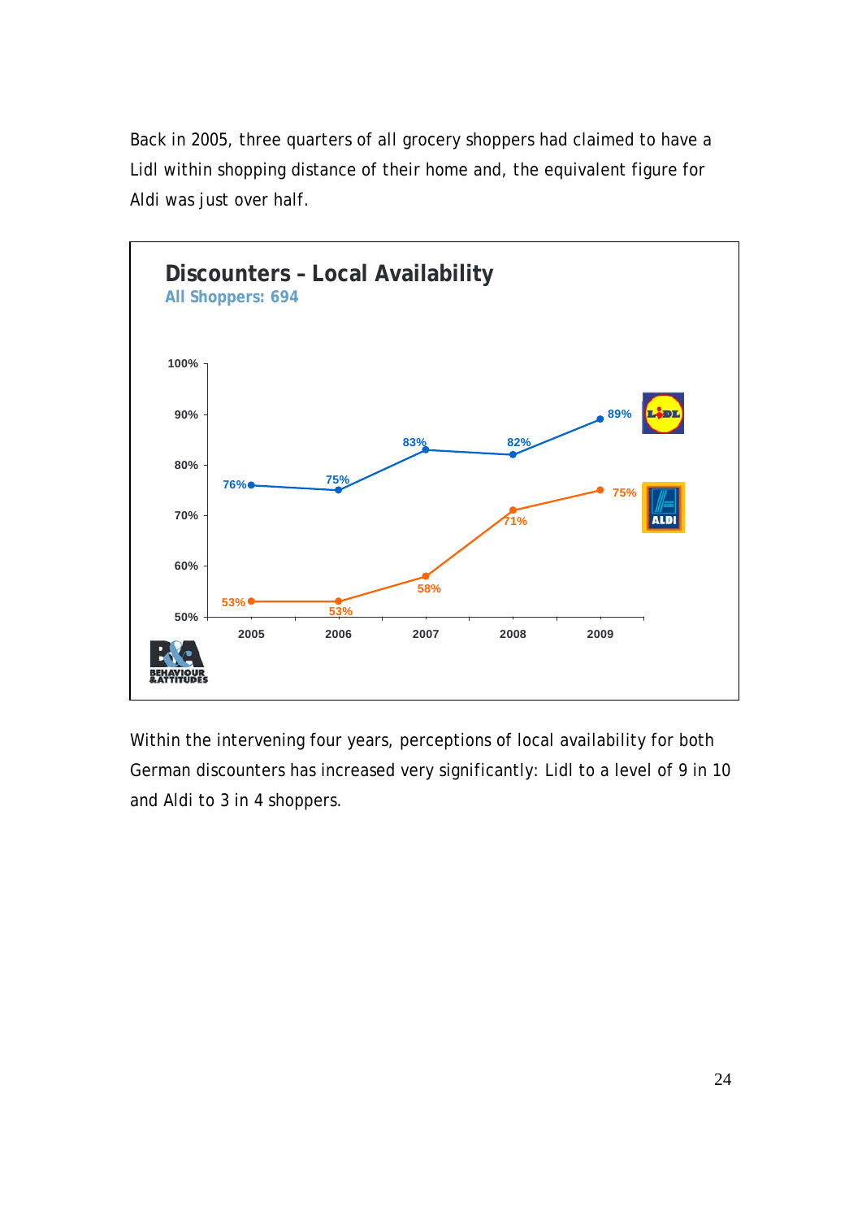Back in 2005, three quarters of all grocery shoppers had claimed to have a Lidl within shopping distance of their home and, the equivalent figure for Aldi was just over half.

**Discounters – Local Availability**
All Shoppers: 694

| | 2005 | 2006 | 2007 | 2008 | 2009 |
|---|---|---|---|---|---|
| Lidl | 76% | 75% | 83% | 82% | 89% |
| Aldi | 53% | 53% | 58% | 71% | 75% |

Within the intervening four years, perceptions of local availability for both German discounters has increased very significantly: Lidl to a level of 9 in 10 and Aldi to 3 in 4 shoppers.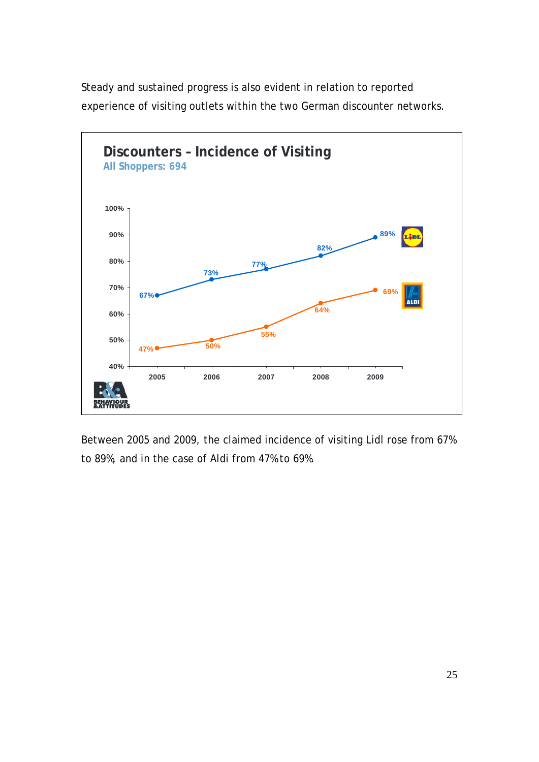Steady and sustained progress is also evident in relation to reported experience of visiting outlets within the two German discounter networks.

**Discounters – Incidence of Visiting**

All Shoppers: 694

| | 2005 | 2006 | 2007 | 2008 | 2009 |
|---|---|---|---|---|---|
| Lidl | 67% | 73% | 77% | 82% | 89% |
| Aldi | 47% | 50% | 55% | 64% | 69% |

Between 2005 and 2009, the claimed incidence of visiting Lidl rose from 67% to 89%, and in the case of Aldi from 47% to 69%.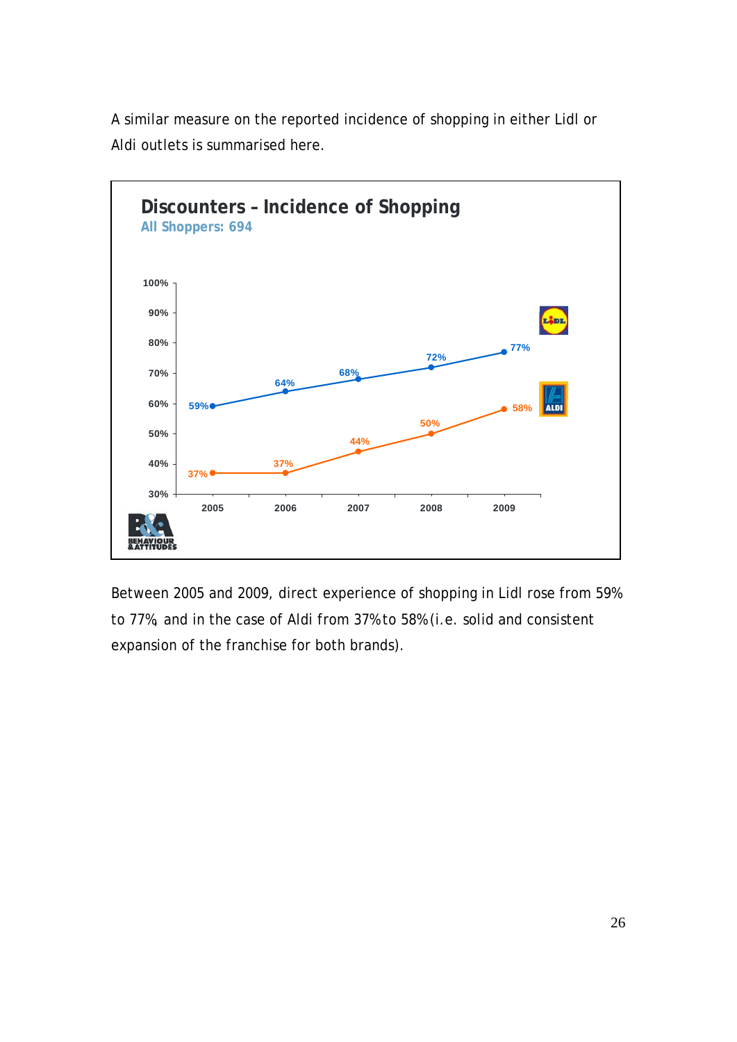A similar measure on the reported incidence of shopping in either Lidl or Aldi outlets is summarised here.

**Discounters – Incidence of Shopping**

All Shoppers: 694

| | 2005 | 2006 | 2007 | 2008 | 2009 |
|---|---|---|---|---|---|
| Lidl | 59% | 64% | 68% | 72% | 77% |
| Aldi | 37% | 37% | 44% | 50% | 58% |

Between 2005 and 2009, direct experience of shopping in Lidl rose from 59% to 77%, and in the case of Aldi from 37% to 58% (i.e. solid and consistent expansion of the franchise for both brands).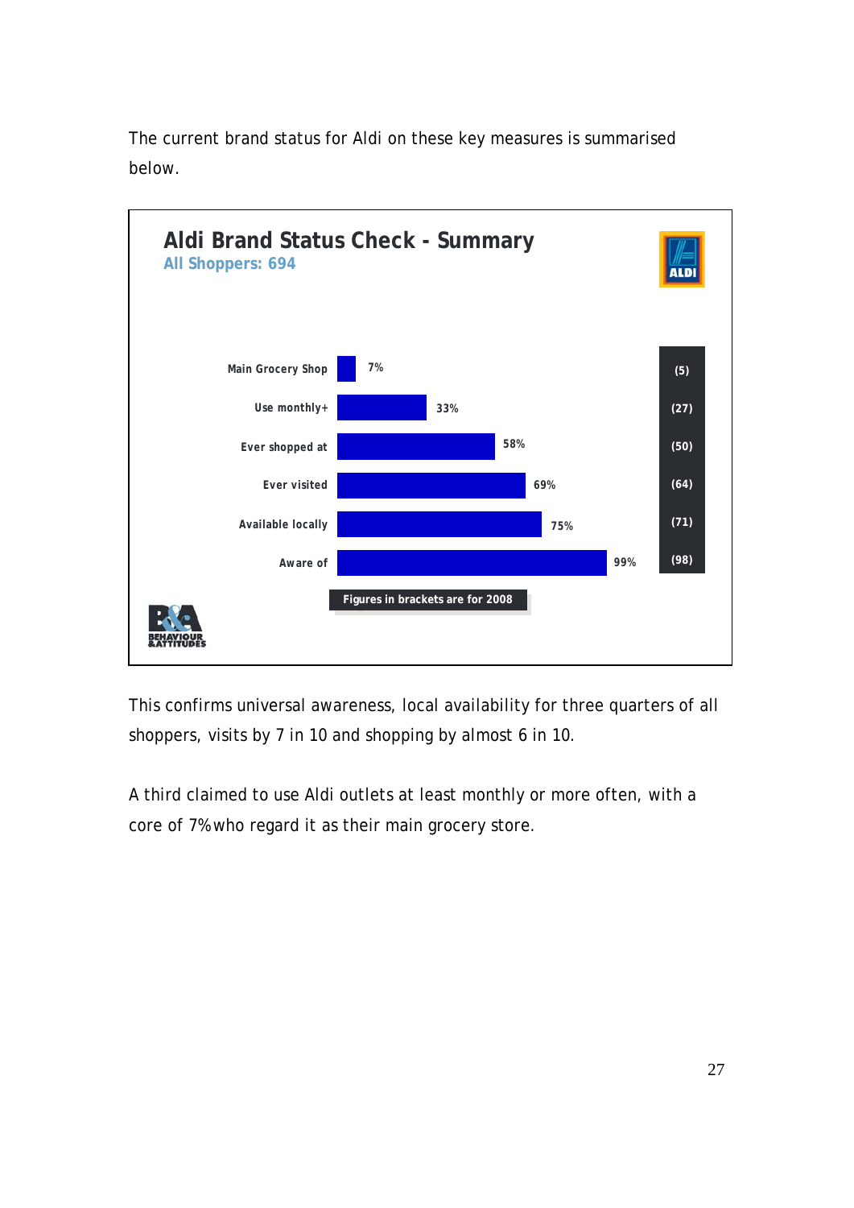The current brand status for Aldi on these key measures is summarised below.

**Aldi Brand Status Check - Summary**

All Shoppers: 694

| Measure | Current | 2008 |
|---|---|---|
| Main Grocery Shop | 7% | (5) |
| Use monthly+ | 33% | (27) |
| Ever shopped at | 58% | (50) |
| Ever visited | 69% | (64) |
| Available locally | 75% | (71) |
| Aware of | 99% | (98) |

Figures in brackets are for 2008

This confirms universal awareness, local availability for three quarters of all shoppers, visits by 7 in 10 and shopping by almost 6 in 10.

A third claimed to use Aldi outlets at least monthly or more often, with a core of 7% who regard it as their main grocery store.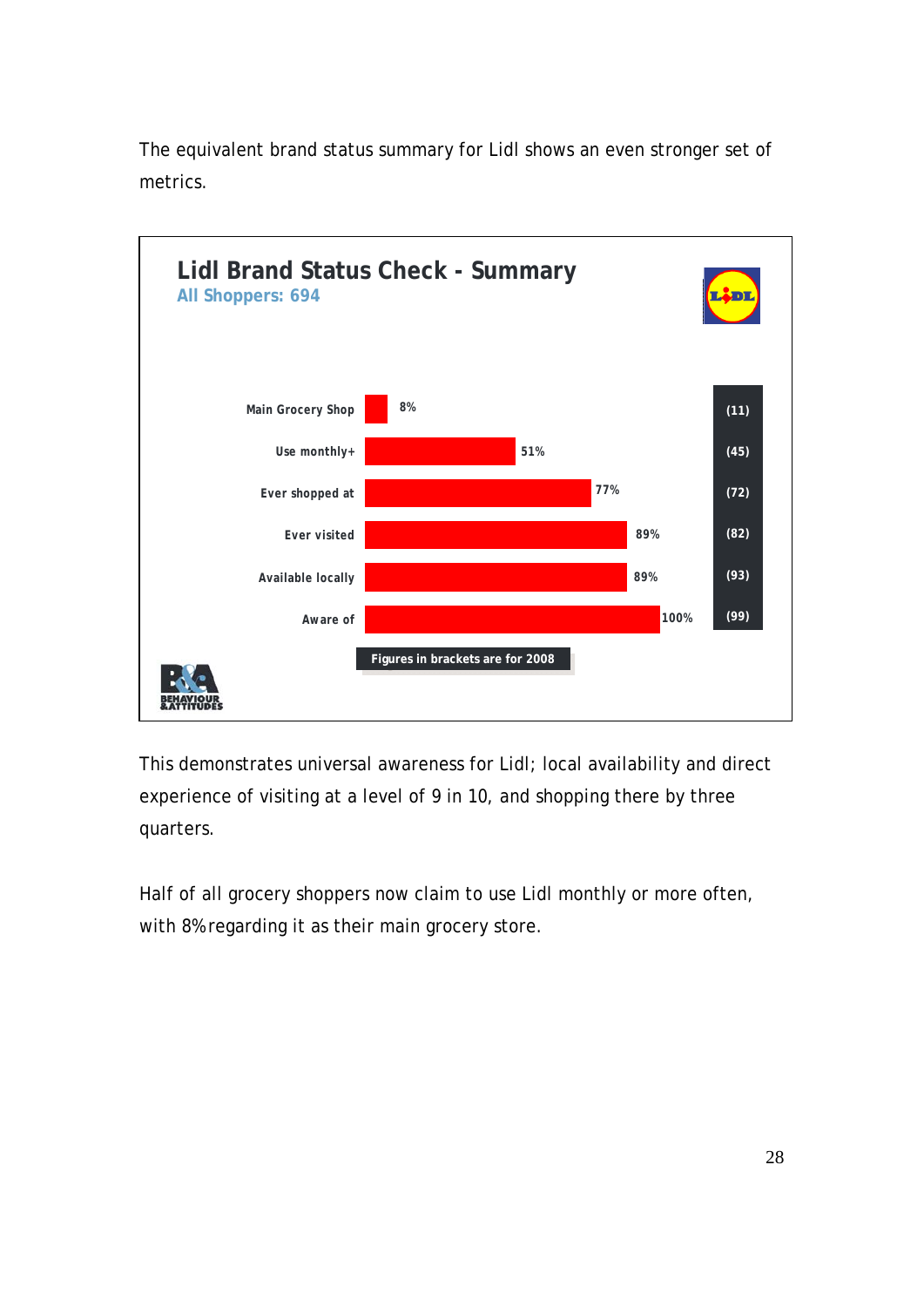The equivalent brand status summary for Lidl shows an even stronger set of metrics.

**Lidl Brand Status Check - Summary**

All Shoppers: 694

| | | |
|---|---|---|
| Main Grocery Shop | 8% | (11) |
| Use monthly+ | 51% | (45) |
| Ever shopped at | 77% | (72) |
| Ever visited | 89% | (82) |
| Available locally | 89% | (93) |
| Aware of | 100% | (99) |

Figures in brackets are for 2008

This demonstrates universal awareness for Lidl; local availability and direct experience of visiting at a level of 9 in 10, and shopping there by three quarters.

Half of all grocery shoppers now claim to use Lidl monthly or more often, with 8% regarding it as their main grocery store.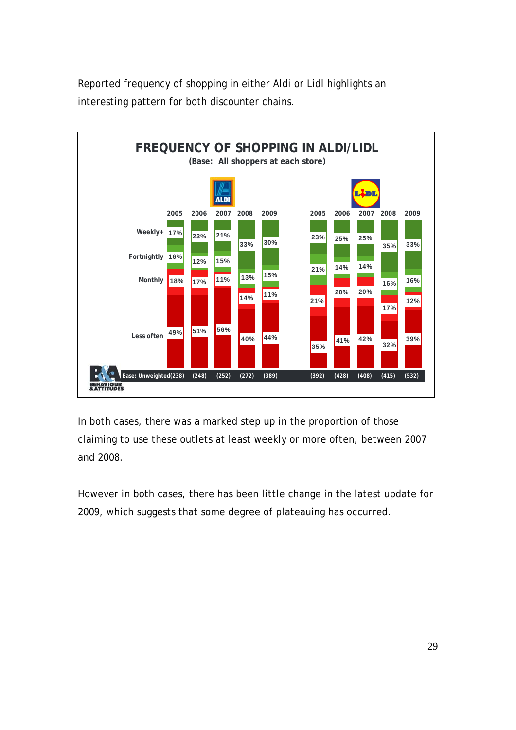Reported frequency of shopping in either Aldi or Lidl highlights an interesting pattern for both discounter chains.

**FREQUENCY OF SHOPPING IN ALDI/LIDL**
**(Base: All shoppers at each store)**

| | ALDI 2005 | ALDI 2006 | ALDI 2007 | ALDI 2008 | ALDI 2009 | LIDL 2005 | LIDL 2006 | LIDL 2007 | LIDL 2008 | LIDL 2009 |
|---|---|---|---|---|---|---|---|---|---|---|
| Weekly+ | 17% | 23% | 21% | 33% | 30% | 23% | 25% | 25% | 35% | 33% |
| Fortnightly | 16% | 12% | 15% | 13% | 15% | 21% | 14% | 14% | 16% | 16% |
| Monthly | 18% | 17% | 11% | 14% | 11% | 21% | 20% | 20% | 17% | 12% |
| Less often | 49% | 51% | 56% | 40% | 44% | 35% | 41% | 42% | 32% | 39% |
| Base: Unweighted | (238) | (248) | (252) | (272) | (389) | (392) | (428) | (408) | (415) | (532) |

In both cases, there was a marked step up in the proportion of those claiming to use these outlets at least weekly or more often, between 2007 and 2008.

However in both cases, there has been little change in the latest update for 2009, which suggests that some degree of plateauing has occurred.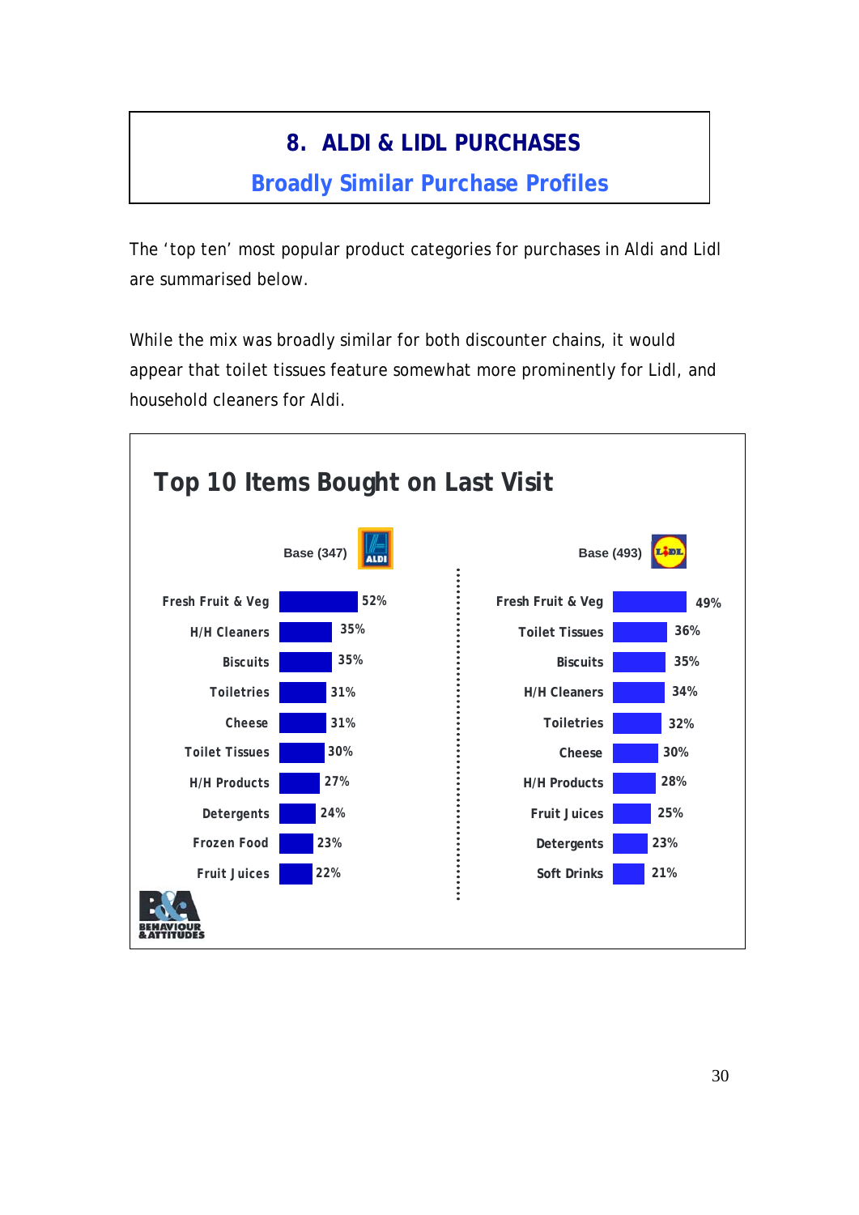# 8. ALDI & LIDL PURCHASES

## Broadly Similar Purchase Profiles

The 'top ten' most popular product categories for purchases in Aldi and Lidl are summarised below.

While the mix was broadly similar for both discounter chains, it would appear that toilet tissues feature somewhat more prominently for Lidl, and household cleaners for Aldi.

**Top 10 Items Bought on Last Visit**

| ALDI – Base (347) | | LIDL – Base (493) | |
|---|---|---|---|
| Fresh Fruit & Veg | 52% | Fresh Fruit & Veg | 49% |
| H/H Cleaners | 35% | Toilet Tissues | 36% |
| Biscuits | 35% | Biscuits | 35% |
| Toiletries | 31% | H/H Cleaners | 34% |
| Cheese | 31% | Toiletries | 32% |
| Toilet Tissues | 30% | Cheese | 30% |
| H/H Products | 27% | H/H Products | 28% |
| Detergents | 24% | Fruit Juices | 25% |
| Frozen Food | 23% | Detergents | 23% |
| Fruit Juices | 22% | Soft Drinks | 21% |

BEHAVIOUR & ATTITUDES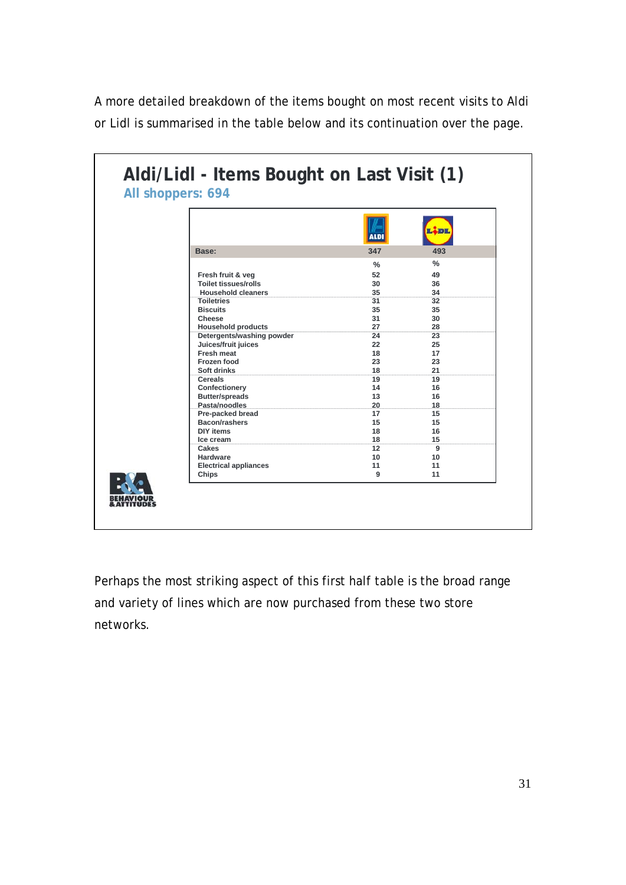A more detailed breakdown of the items bought on most recent visits to Aldi or Lidl is summarised in the table below and its continuation over the page.

## Aldi/Lidl - Items Bought on Last Visit (1)

**All shoppers: 694**

| | ALDI | LIDL |
|---|---|---|
| Base: | 347 | 493 |
| | % | % |
| Fresh fruit & veg | 52 | 49 |
| Toilet tissues/rolls | 30 | 36 |
| Household cleaners | 35 | 34 |
| Toiletries | 31 | 32 |
| Biscuits | 35 | 35 |
| Cheese | 31 | 30 |
| Household products | 27 | 28 |
| Detergents/washing powder | 24 | 23 |
| Juices/fruit juices | 22 | 25 |
| Fresh meat | 18 | 17 |
| Frozen food | 23 | 23 |
| Soft drinks | 18 | 21 |
| Cereals | 19 | 19 |
| Confectionery | 14 | 16 |
| Butter/spreads | 13 | 16 |
| Pasta/noodles | 20 | 18 |
| Pre-packed bread | 17 | 15 |
| Bacon/rashers | 15 | 15 |
| DIY items | 18 | 16 |
| Ice cream | 18 | 15 |
| Cakes | 12 | 9 |
| Hardware | 10 | 10 |
| Electrical appliances | 11 | 11 |
| Chips | 9 | 11 |

Perhaps the most striking aspect of this first half table is the broad range and variety of lines which are now purchased from these two store networks.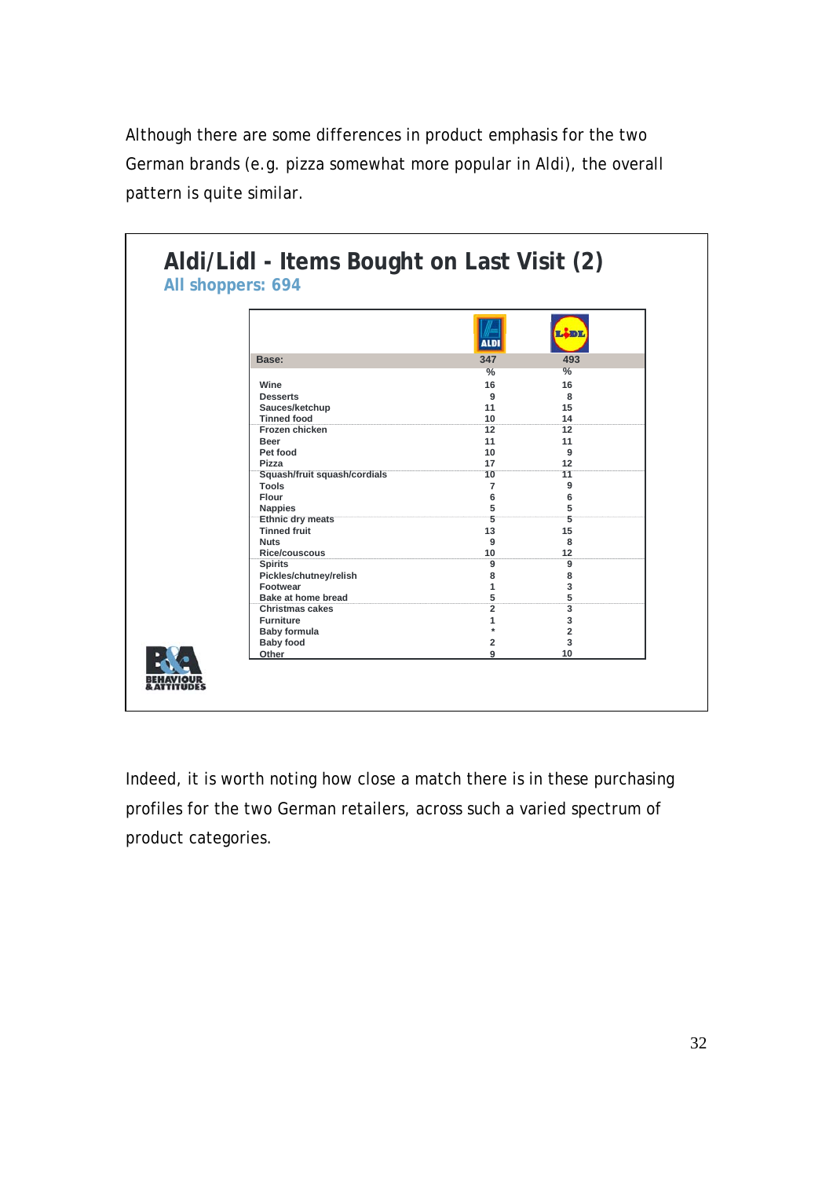Although there are some differences in product emphasis for the two German brands (e.g. pizza somewhat more popular in Aldi), the overall pattern is quite similar.

## Aldi/Lidl - Items Bought on Last Visit (2)

**All shoppers: 694**

| | ALDI | LIDL |
|---|---|---|
| Base: | 347 | 493 |
| | % | % |
| Wine | 16 | 16 |
| Desserts | 9 | 8 |
| Sauces/ketchup | 11 | 15 |
| Tinned food | 10 | 14 |
| Frozen chicken | 12 | 12 |
| Beer | 11 | 11 |
| Pet food | 10 | 9 |
| Pizza | 17 | 12 |
| Squash/fruit squash/cordials | 10 | 11 |
| Tools | 7 | 9 |
| Flour | 6 | 6 |
| Nappies | 5 | 5 |
| Ethnic dry meats | 5 | 5 |
| Tinned fruit | 13 | 15 |
| Nuts | 9 | 8 |
| Rice/couscous | 10 | 12 |
| Spirits | 9 | 9 |
| Pickles/chutney/relish | 8 | 8 |
| Footwear | 1 | 3 |
| Bake at home bread | 5 | 5 |
| Christmas cakes | 2 | 3 |
| Furniture | 1 | 3 |
| Baby formula | * | 2 |
| Baby food | 2 | 3 |
| Other | 9 | 10 |

Indeed, it is worth noting how close a match there is in these purchasing profiles for the two German retailers, across such a varied spectrum of product categories.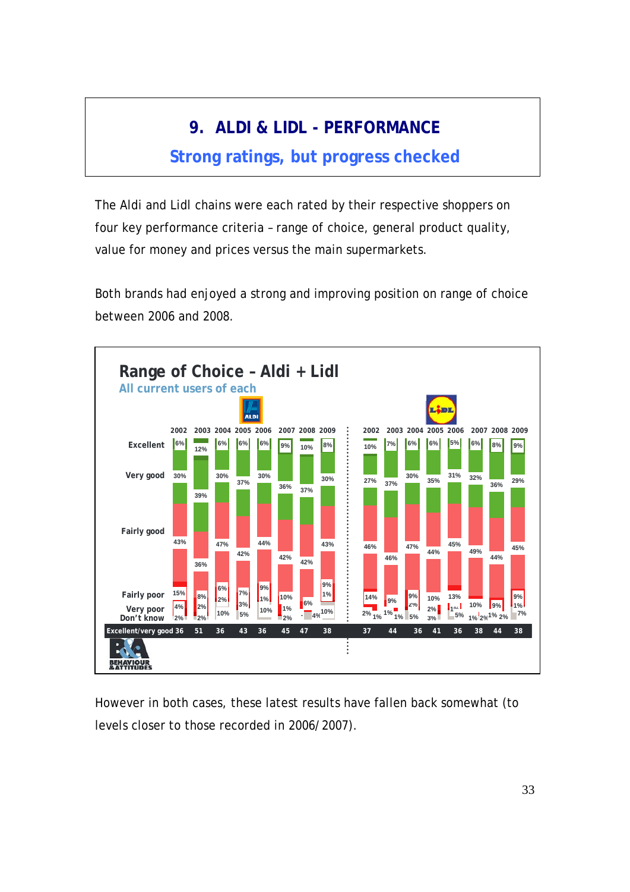# 9. ALDI & LIDL - PERFORMANCE

## Strong ratings, but progress checked

The Aldi and Lidl chains were each rated by their respective shoppers on four key performance criteria – range of choice, general product quality, value for money and prices versus the main supermarkets.

Both brands had enjoyed a strong and improving position on range of choice between 2006 and 2008.

**Range of Choice – Aldi + Lidl**

All current users of each

| | Aldi 2002 | Aldi 2003 | Aldi 2004 | Aldi 2005 | Aldi 2006 | Aldi 2007 | Aldi 2008 | Aldi 2009 | Lidl 2002 | Lidl 2003 | Lidl 2004 | Lidl 2005 | Lidl 2006 | Lidl 2007 | Lidl 2008 | Lidl 2009 |
|---|---|---|---|---|---|---|---|---|---|---|---|---|---|---|---|---|
| Excellent | 6% | 12% | 6% | 6% | 6% | 9% | 10% | 8% | 10% | 7% | 6% | 6% | 5% | 6% | 8% | 9% |
| Very good | 30% | 39% | 30% | 37% | 30% | 36% | 37% | 30% | 27% | 37% | 30% | 35% | 31% | 32% | 36% | 29% |
| Fairly good | 43% | 36% | 47% | 42% | 44% | 42% | 42% | 43% | 46% | 46% | 47% | 44% | 45% | 49% | 44% | 45% |
| Fairly poor | 15% | 8% | 6% | 7% | 9% | 10% | 6% | 9% | 14% | 9% | 9% | 10% | 13% | 10% | 9% | 9% |
| Very poor | 4% | 2% | 2% | 3% | 1% | 1% | - | 1% | 2% | 1% | 2% | 2% | 1% | 1% | 1% | 1% |
| Don't know | 2% | 2% | 10% | 5% | 10% | 2% | 4% | 10% | 1% | 1% | 5% | 3% | 5% | 2% | 2% | 7% |
| Excellent/very good | 36 | 51 | 36 | 43 | 36 | 45 | 47 | 38 | 37 | 44 | 36 | 41 | 36 | 38 | 44 | 38 |

However in both cases, these latest results have fallen back somewhat (to levels closer to those recorded in 2006/2007).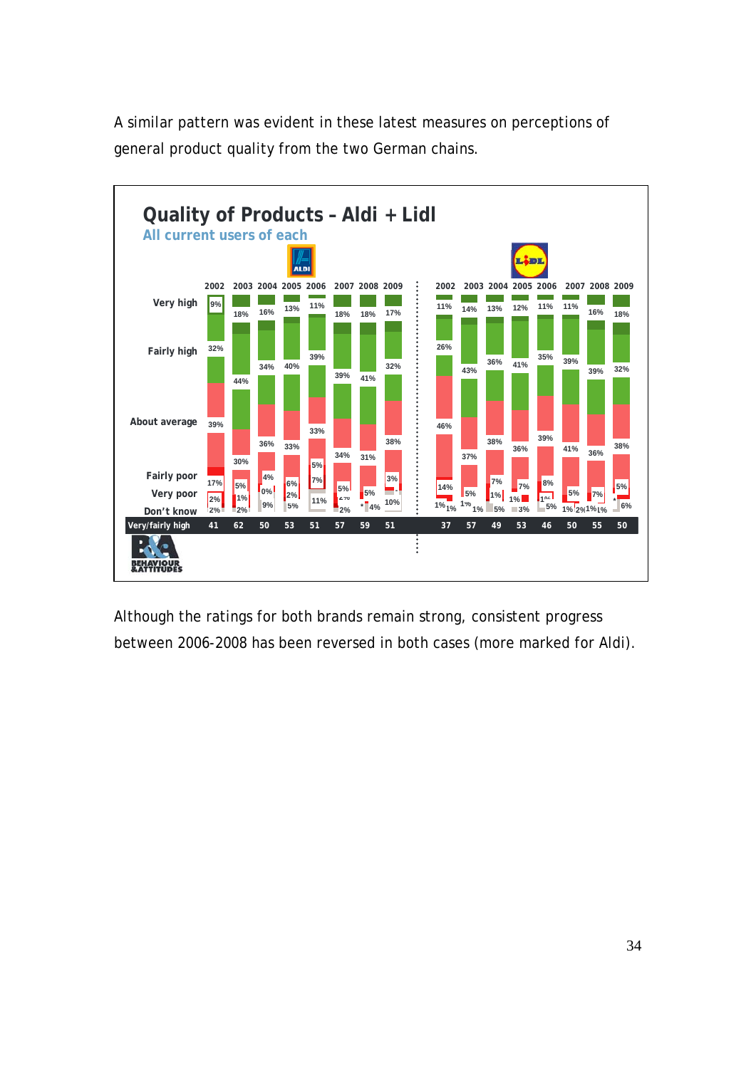A similar pattern was evident in these latest measures on perceptions of general product quality from the two German chains.

**Quality of Products – Aldi + Lidl**

All current users of each

| | Aldi 2002 | 2003 | 2004 | 2005 | 2006 | 2007 | 2008 | 2009 | Lidl 2002 | 2003 | 2004 | 2005 | 2006 | 2007 | 2008 | 2009 |
|---|---|---|---|---|---|---|---|---|---|---|---|---|---|---|---|---|
| Very/fairly high | 41 | 62 | 50 | 53 | 51 | 57 | 59 | 51 | 37 | 57 | 49 | 53 | 46 | 50 | 55 | 50 |

Although the ratings for both brands remain strong, consistent progress between 2006-2008 has been reversed in both cases (more marked for Aldi).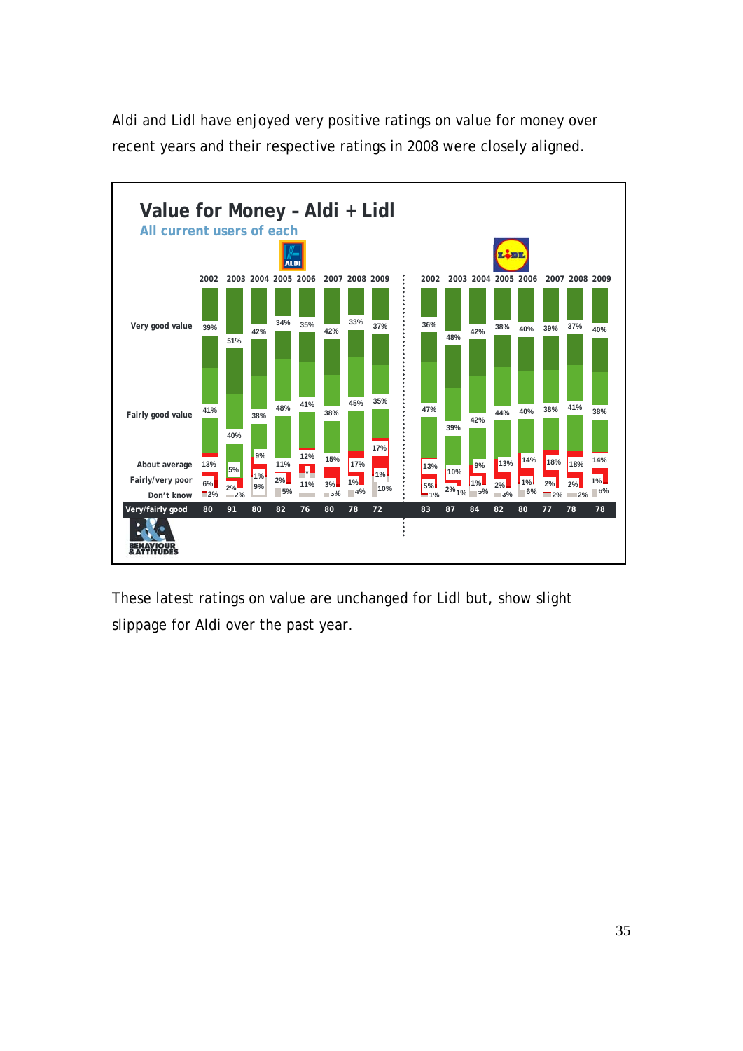Aldi and Lidl have enjoyed very positive ratings on value for money over recent years and their respective ratings in 2008 were closely aligned.

**Value for Money – Aldi + Lidl**
*All current users of each*

**ALDI**

| | 2002 | 2003 | 2004 | 2005 | 2006 | 2007 | 2008 | 2009 |
|---|---|---|---|---|---|---|---|---|
| Very good value | 39% | 51% | 42% | 34% | 35% | 42% | 33% | 37% |
| Fairly good value | 41% | 40% | 38% | 48% | 41% | 38% | 45% | 35% |
| About average | 13% | 5% | 9% | 11% | 12% | 15% | 17% | 17% |
| Fairly/very poor | 6% | 2% | 1% | 2% | * | 3% | 1% | 1% |
| Don't know | 2% | 2% | 9% | 5% | 11% | 3% | 4% | 10% |
| **Very/fairly good** | 80 | 91 | 80 | 82 | 76 | 80 | 78 | 72 |

**LIDL**

| | 2002 | 2003 | 2004 | 2005 | 2006 | 2007 | 2008 | 2009 |
|---|---|---|---|---|---|---|---|---|
| Very good value | 36% | 48% | 42% | 38% | 40% | 39% | 37% | 40% |
| Fairly good value | 47% | 39% | 42% | 44% | 40% | 38% | 41% | 38% |
| About average | 13% | 10% | 9% | 13% | 14% | 18% | 18% | 14% |
| Fairly/very poor | 5% | 2% | 1% | 2% | 1% | 2% | 2% | 1% |
| Don't know | 1% | 1% | 3% | 3% | 6% | 2% | 2% | 6% |
| **Very/fairly good** | 83 | 87 | 84 | 82 | 80 | 77 | 78 | 78 |

These latest ratings on value are unchanged for Lidl but, show slight slippage for Aldi over the past year.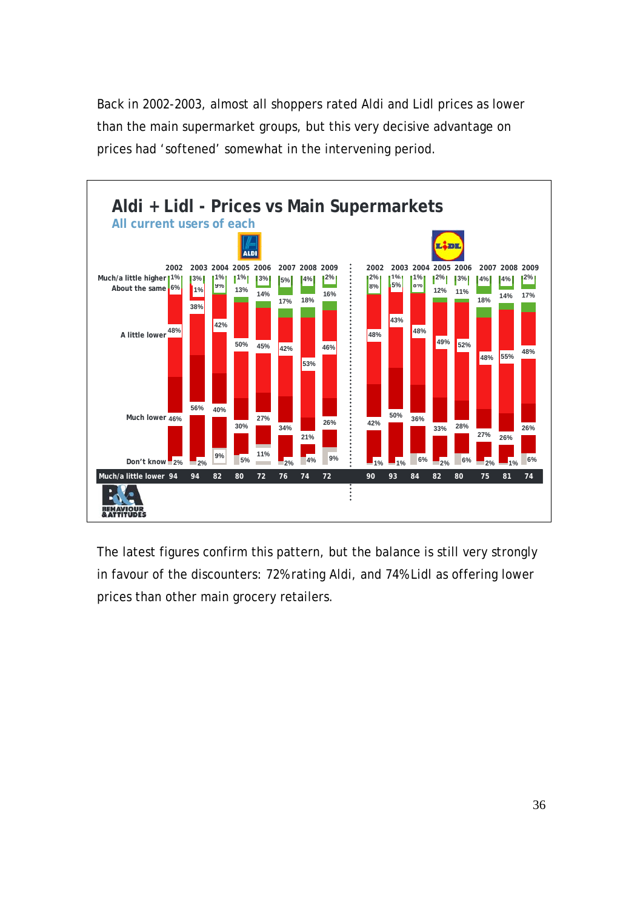Back in 2002-2003, almost all shoppers rated Aldi and Lidl prices as lower than the main supermarket groups, but this very decisive advantage on prices had 'softened' somewhat in the intervening period.

**Aldi + Lidl - Prices vs Main Supermarkets**

All current users of each

| | Aldi 2002 | Aldi 2003 | Aldi 2004 | Aldi 2005 | Aldi 2006 | Aldi 2007 | Aldi 2008 | Aldi 2009 | Lidl 2002 | Lidl 2003 | Lidl 2004 | Lidl 2005 | Lidl 2006 | Lidl 2007 | Lidl 2008 | Lidl 2009 |
|---|---|---|---|---|---|---|---|---|---|---|---|---|---|---|---|---|
| Much/a little higher | 1% | 3% | 1% | 1% | 3% | 5% | 4% | 2% | 2% | 1% | 1% | 2% | 3% | 4% | 4% | 2% |
| About the same | 6% | 1% | 9% | 13% | 14% | 17% | 18% | 16% | 8% | 5% | 6% | 12% | 11% | 18% | 14% | 17% |
| A little lower | 48% | 38% | 42% | 50% | 45% | 42% | 53% | 46% | 48% | 43% | 48% | 49% | 52% | 48% | 55% | 48% |
| Much lower | 46% | 56% | 40% | 30% | 27% | 34% | 21% | 26% | 42% | 50% | 36% | 33% | 28% | 27% | 26% | 26% |
| Don't know | 2% | 2% | 9% | 5% | 11% | 2% | 4% | 9% | 1% | 1% | 6% | 2% | 6% | 2% | 1% | 6% |
| Much/a little lower | 94 | 94 | 82 | 80 | 72 | 76 | 74 | 72 | 90 | 93 | 84 | 82 | 80 | 75 | 81 | 74 |

The latest figures confirm this pattern, but the balance is still very strongly in favour of the discounters: 72% rating Aldi, and 74% Lidl as offering lower prices than other main grocery retailers.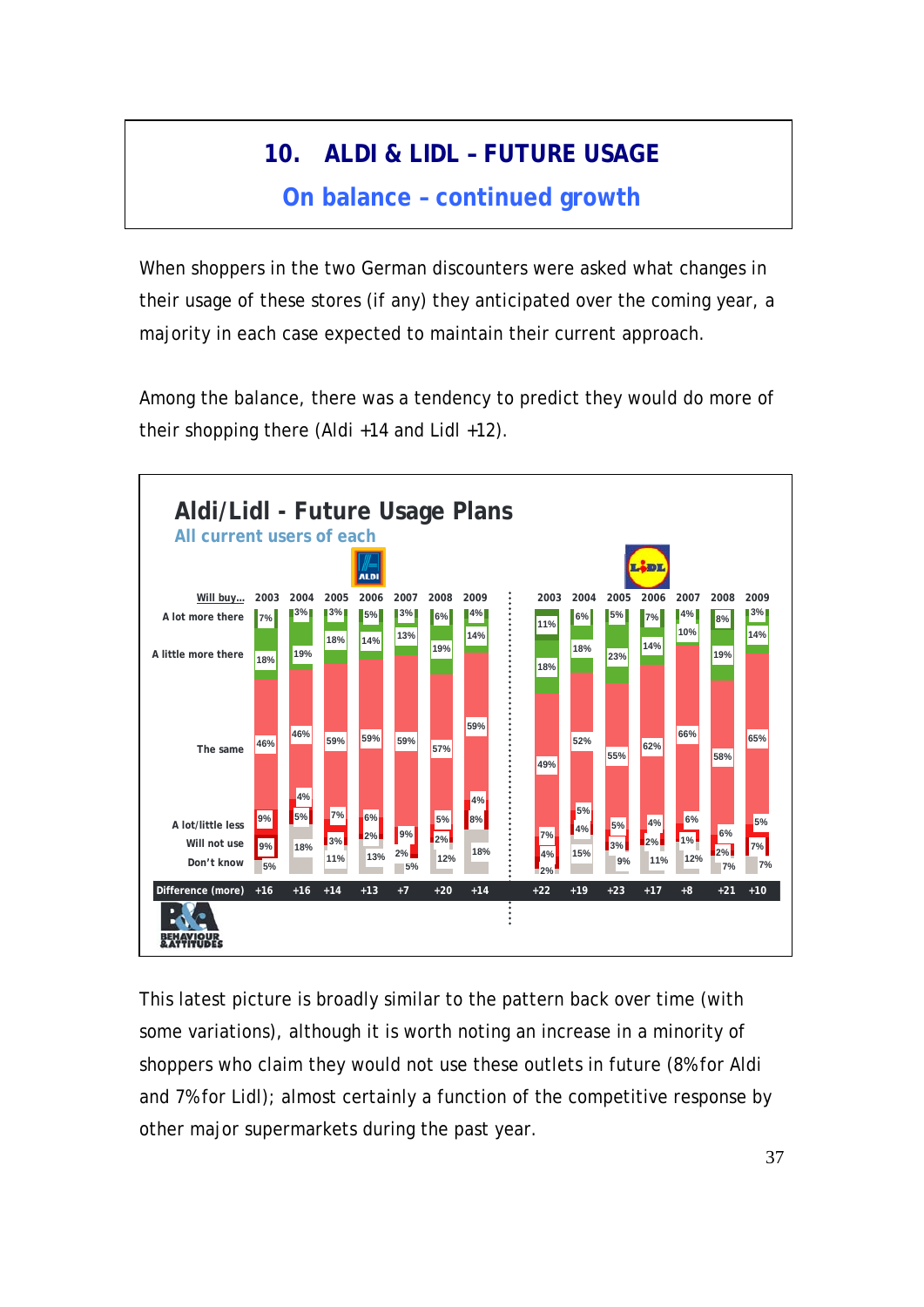# 10. ALDI & LIDL – FUTURE USAGE

## On balance – continued growth

When shoppers in the two German discounters were asked what changes in their usage of these stores (if any) they anticipated over the coming year, a majority in each case expected to maintain their current approach.

Among the balance, there was a tendency to predict they would do more of their shopping there (Aldi +14 and Lidl +12).

**Aldi/Lidl - Future Usage Plans**

All current users of each

Will buy...

A lot more there

A little more there

The same

A lot/little less

Will not use

Don't know

Difference (more)

Aldi: 2003 +16, 2004 +16, 2005 +14, 2006 +13, 2007 +7, 2008 +20, 2009 +14

Lidl: 2003 +22, 2004 +19, 2005 +23, 2006 +17, 2007 +8, 2008 +21, 2009 +10

BEHAVIOUR & ATTITUDES

This latest picture is broadly similar to the pattern back over time (with some variations), although it is worth noting an increase in a minority of shoppers who claim they would not use these outlets in future (8% for Aldi and 7% for Lidl); almost certainly a function of the competitive response by other major supermarkets during the past year.